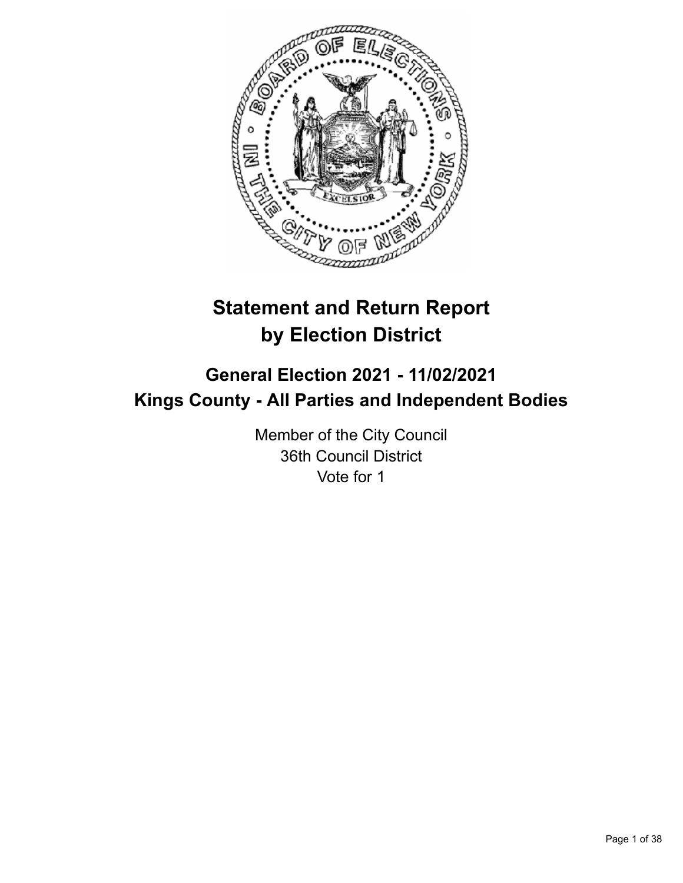# Statement and Return Report by Election District

## General Election 2021 - 11/02/2021
## Kings County - All Parties and Independent Bodies

Member of the City Council
36th Council District
Vote for 1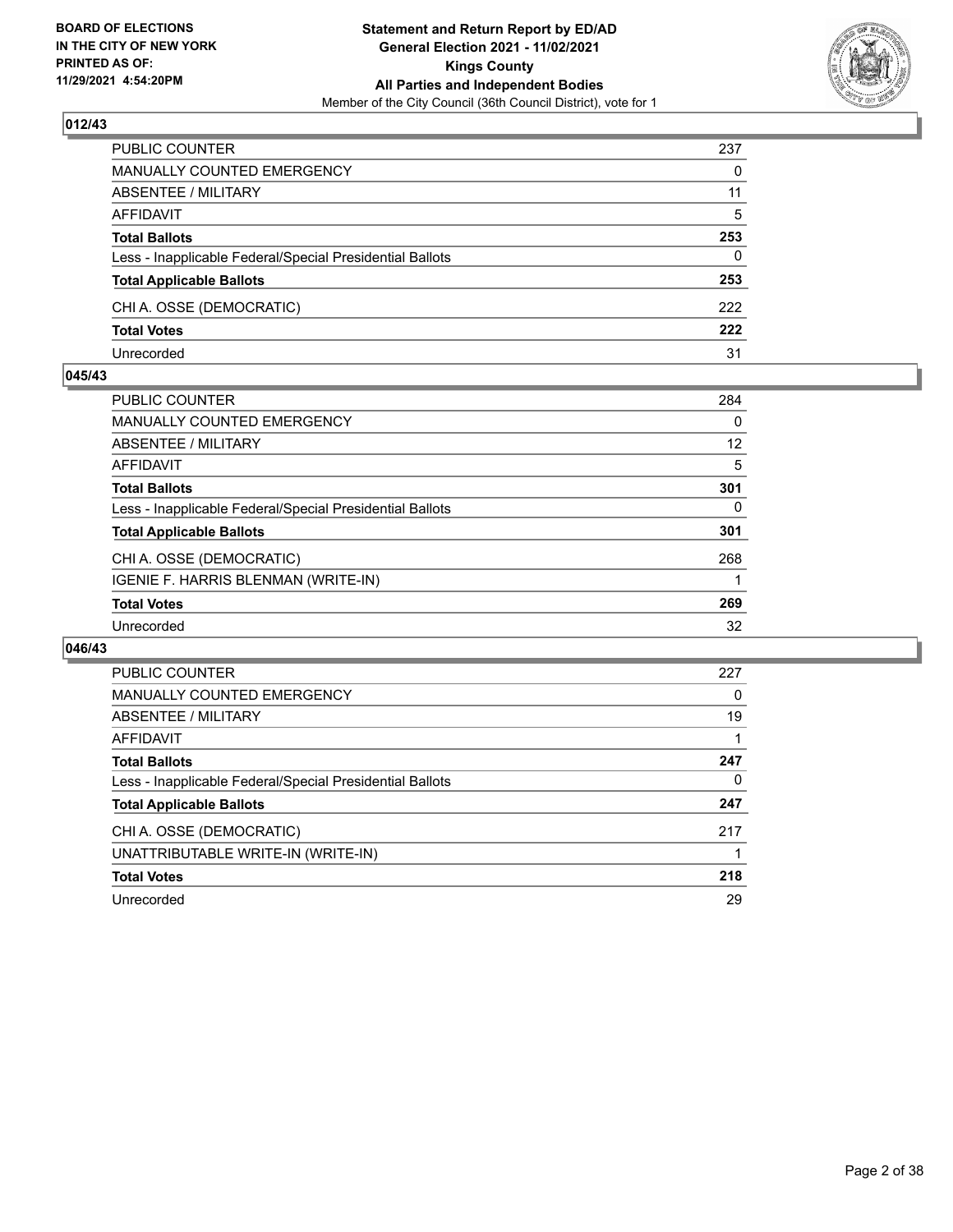## 012/43

| | |
|---|---|
| PUBLIC COUNTER | 237 |
| MANUALLY COUNTED EMERGENCY | 0 |
| ABSENTEE / MILITARY | 11 |
| AFFIDAVIT | 5 |
| **Total Ballots** | **253** |
| Less - Inapplicable Federal/Special Presidential Ballots | 0 |
| **Total Applicable Ballots** | **253** |
| CHI A. OSSE (DEMOCRATIC) | 222 |
| **Total Votes** | **222** |
| Unrecorded | 31 |

## 045/43

| | |
|---|---|
| PUBLIC COUNTER | 284 |
| MANUALLY COUNTED EMERGENCY | 0 |
| ABSENTEE / MILITARY | 12 |
| AFFIDAVIT | 5 |
| **Total Ballots** | **301** |
| Less - Inapplicable Federal/Special Presidential Ballots | 0 |
| **Total Applicable Ballots** | **301** |
| CHI A. OSSE (DEMOCRATIC) | 268 |
| IGENIE F. HARRIS BLENMAN (WRITE-IN) | 1 |
| **Total Votes** | **269** |
| Unrecorded | 32 |

## 046/43

| | |
|---|---|
| PUBLIC COUNTER | 227 |
| MANUALLY COUNTED EMERGENCY | 0 |
| ABSENTEE / MILITARY | 19 |
| AFFIDAVIT | 1 |
| **Total Ballots** | **247** |
| Less - Inapplicable Federal/Special Presidential Ballots | 0 |
| **Total Applicable Ballots** | **247** |
| CHI A. OSSE (DEMOCRATIC) | 217 |
| UNATTRIBUTABLE WRITE-IN (WRITE-IN) | 1 |
| **Total Votes** | **218** |
| Unrecorded | 29 |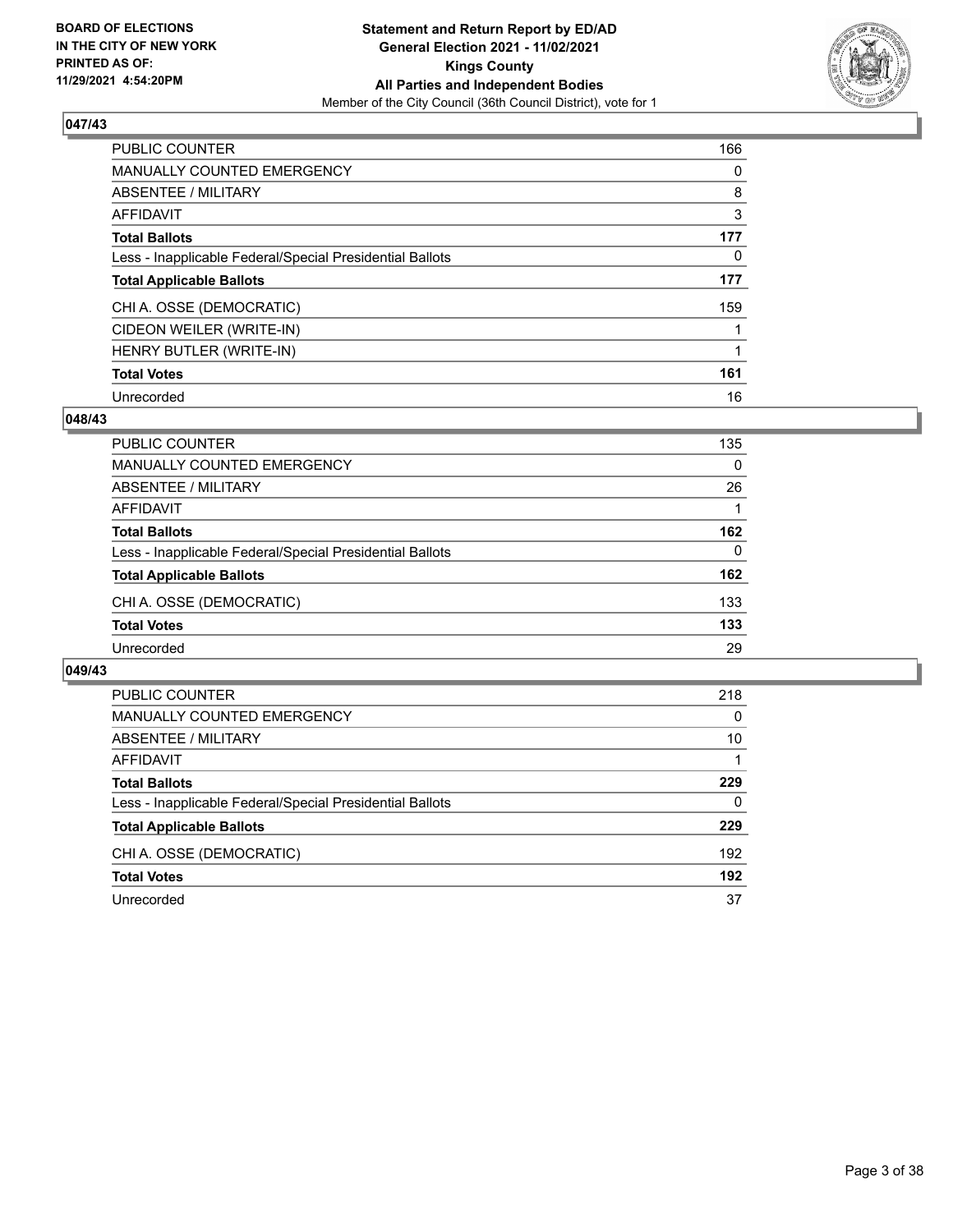**BOARD OF ELECTIONS IN THE CITY OF NEW YORK PRINTED AS OF: 11/29/2021 4:54:20PM**

**Statement and Return Report by ED/AD General Election 2021 - 11/02/2021 Kings County All Parties and Independent Bodies**

Member of the City Council (36th Council District), vote for 1

### 047/43

| | |
|---|---|
| PUBLIC COUNTER | 166 |
| MANUALLY COUNTED EMERGENCY | 0 |
| ABSENTEE / MILITARY | 8 |
| AFFIDAVIT | 3 |
| **Total Ballots** | **177** |
| Less - Inapplicable Federal/Special Presidential Ballots | 0 |
| **Total Applicable Ballots** | **177** |
| CHI A. OSSE (DEMOCRATIC) | 159 |
| CIDEON WEILER (WRITE-IN) | 1 |
| HENRY BUTLER (WRITE-IN) | 1 |
| **Total Votes** | **161** |
| Unrecorded | 16 |

### 048/43

| | |
|---|---|
| PUBLIC COUNTER | 135 |
| MANUALLY COUNTED EMERGENCY | 0 |
| ABSENTEE / MILITARY | 26 |
| AFFIDAVIT | 1 |
| **Total Ballots** | **162** |
| Less - Inapplicable Federal/Special Presidential Ballots | 0 |
| **Total Applicable Ballots** | **162** |
| CHI A. OSSE (DEMOCRATIC) | 133 |
| **Total Votes** | **133** |
| Unrecorded | 29 |

### 049/43

| | |
|---|---|
| PUBLIC COUNTER | 218 |
| MANUALLY COUNTED EMERGENCY | 0 |
| ABSENTEE / MILITARY | 10 |
| AFFIDAVIT | 1 |
| **Total Ballots** | **229** |
| Less - Inapplicable Federal/Special Presidential Ballots | 0 |
| **Total Applicable Ballots** | **229** |
| CHI A. OSSE (DEMOCRATIC) | 192 |
| **Total Votes** | **192** |
| Unrecorded | 37 |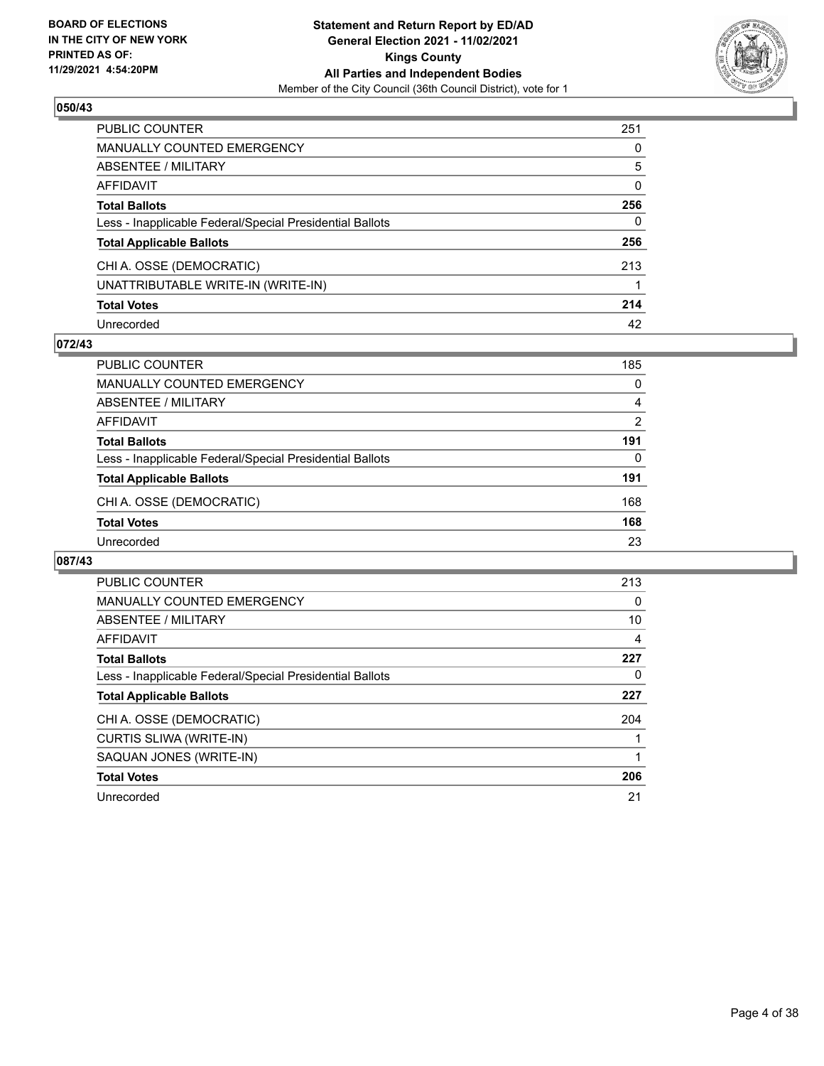**BOARD OF ELECTIONS IN THE CITY OF NEW YORK PRINTED AS OF: 11/29/2021 4:54:20PM**

**Statement and Return Report by ED/AD General Election 2021 - 11/02/2021 Kings County All Parties and Independent Bodies**

Member of the City Council (36th Council District), vote for 1

## 050/43

| | |
|---|---|
| PUBLIC COUNTER | 251 |
| MANUALLY COUNTED EMERGENCY | 0 |
| ABSENTEE / MILITARY | 5 |
| AFFIDAVIT | 0 |
| **Total Ballots** | **256** |
| Less - Inapplicable Federal/Special Presidential Ballots | 0 |
| **Total Applicable Ballots** | **256** |
| CHI A. OSSE (DEMOCRATIC) | 213 |
| UNATTRIBUTABLE WRITE-IN (WRITE-IN) | 1 |
| **Total Votes** | **214** |
| Unrecorded | 42 |

## 072/43

| | |
|---|---|
| PUBLIC COUNTER | 185 |
| MANUALLY COUNTED EMERGENCY | 0 |
| ABSENTEE / MILITARY | 4 |
| AFFIDAVIT | 2 |
| **Total Ballots** | **191** |
| Less - Inapplicable Federal/Special Presidential Ballots | 0 |
| **Total Applicable Ballots** | **191** |
| CHI A. OSSE (DEMOCRATIC) | 168 |
| **Total Votes** | **168** |
| Unrecorded | 23 |

## 087/43

| | |
|---|---|
| PUBLIC COUNTER | 213 |
| MANUALLY COUNTED EMERGENCY | 0 |
| ABSENTEE / MILITARY | 10 |
| AFFIDAVIT | 4 |
| **Total Ballots** | **227** |
| Less - Inapplicable Federal/Special Presidential Ballots | 0 |
| **Total Applicable Ballots** | **227** |
| CHI A. OSSE (DEMOCRATIC) | 204 |
| CURTIS SLIWA (WRITE-IN) | 1 |
| SAQUAN JONES (WRITE-IN) | 1 |
| **Total Votes** | **206** |
| Unrecorded | 21 |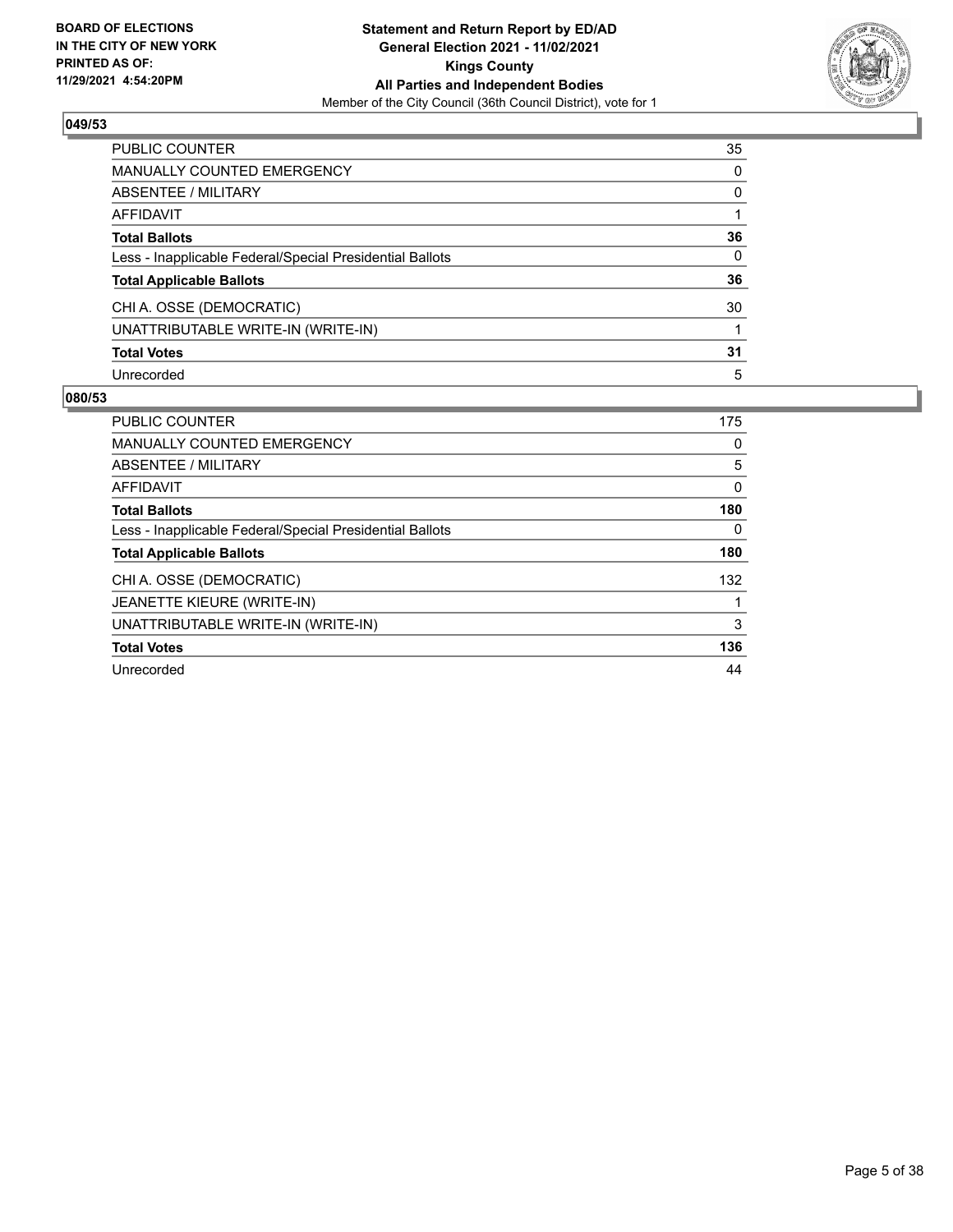**BOARD OF ELECTIONS IN THE CITY OF NEW YORK PRINTED AS OF: 11/29/2021 4:54:20PM**

**Statement and Return Report by ED/AD General Election 2021 - 11/02/2021 Kings County All Parties and Independent Bodies**

Member of the City Council (36th Council District), vote for 1

## 049/53

| | |
|---|---|
| PUBLIC COUNTER | 35 |
| MANUALLY COUNTED EMERGENCY | 0 |
| ABSENTEE / MILITARY | 0 |
| AFFIDAVIT | 1 |
| **Total Ballots** | **36** |
| Less - Inapplicable Federal/Special Presidential Ballots | 0 |
| **Total Applicable Ballots** | **36** |
| CHI A. OSSE (DEMOCRATIC) | 30 |
| UNATTRIBUTABLE WRITE-IN (WRITE-IN) | 1 |
| **Total Votes** | **31** |
| Unrecorded | 5 |

## 080/53

| | |
|---|---|
| PUBLIC COUNTER | 175 |
| MANUALLY COUNTED EMERGENCY | 0 |
| ABSENTEE / MILITARY | 5 |
| AFFIDAVIT | 0 |
| **Total Ballots** | **180** |
| Less - Inapplicable Federal/Special Presidential Ballots | 0 |
| **Total Applicable Ballots** | **180** |
| CHI A. OSSE (DEMOCRATIC) | 132 |
| JEANETTE KIEURE (WRITE-IN) | 1 |
| UNATTRIBUTABLE WRITE-IN (WRITE-IN) | 3 |
| **Total Votes** | **136** |
| Unrecorded | 44 |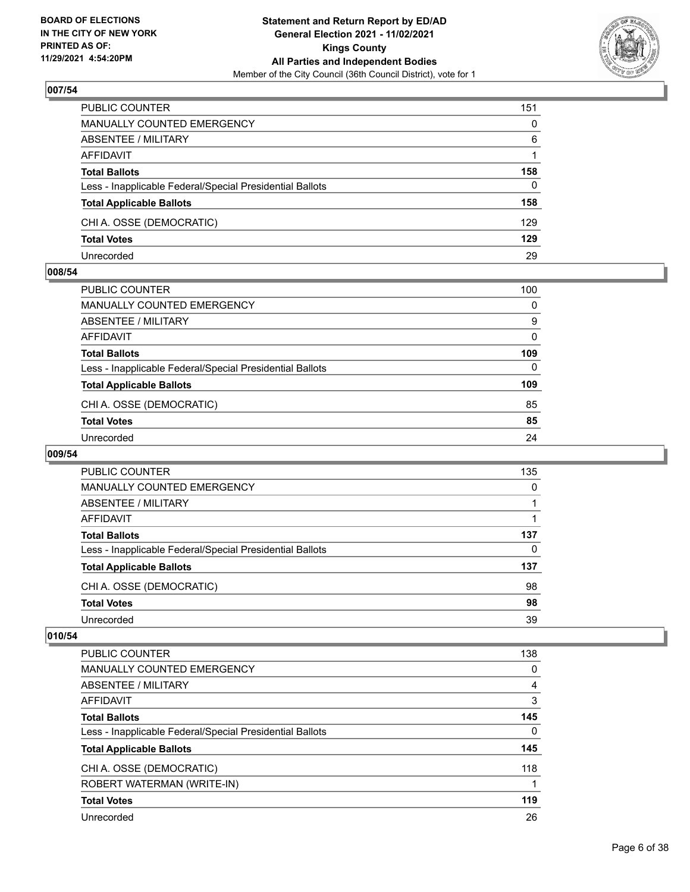## 007/54

| | |
|---|---|
| PUBLIC COUNTER | 151 |
| MANUALLY COUNTED EMERGENCY | 0 |
| ABSENTEE / MILITARY | 6 |
| AFFIDAVIT | 1 |
| **Total Ballots** | **158** |
| Less - Inapplicable Federal/Special Presidential Ballots | 0 |
| **Total Applicable Ballots** | **158** |
| CHI A. OSSE (DEMOCRATIC) | 129 |
| **Total Votes** | **129** |
| Unrecorded | 29 |

## 008/54

| | |
|---|---|
| PUBLIC COUNTER | 100 |
| MANUALLY COUNTED EMERGENCY | 0 |
| ABSENTEE / MILITARY | 9 |
| AFFIDAVIT | 0 |
| **Total Ballots** | **109** |
| Less - Inapplicable Federal/Special Presidential Ballots | 0 |
| **Total Applicable Ballots** | **109** |
| CHI A. OSSE (DEMOCRATIC) | 85 |
| **Total Votes** | **85** |
| Unrecorded | 24 |

## 009/54

| | |
|---|---|
| PUBLIC COUNTER | 135 |
| MANUALLY COUNTED EMERGENCY | 0 |
| ABSENTEE / MILITARY | 1 |
| AFFIDAVIT | 1 |
| **Total Ballots** | **137** |
| Less - Inapplicable Federal/Special Presidential Ballots | 0 |
| **Total Applicable Ballots** | **137** |
| CHI A. OSSE (DEMOCRATIC) | 98 |
| **Total Votes** | **98** |
| Unrecorded | 39 |

## 010/54

| | |
|---|---|
| PUBLIC COUNTER | 138 |
| MANUALLY COUNTED EMERGENCY | 0 |
| ABSENTEE / MILITARY | 4 |
| AFFIDAVIT | 3 |
| **Total Ballots** | **145** |
| Less - Inapplicable Federal/Special Presidential Ballots | 0 |
| **Total Applicable Ballots** | **145** |
| CHI A. OSSE (DEMOCRATIC) | 118 |
| ROBERT WATERMAN (WRITE-IN) | 1 |
| **Total Votes** | **119** |
| Unrecorded | 26 |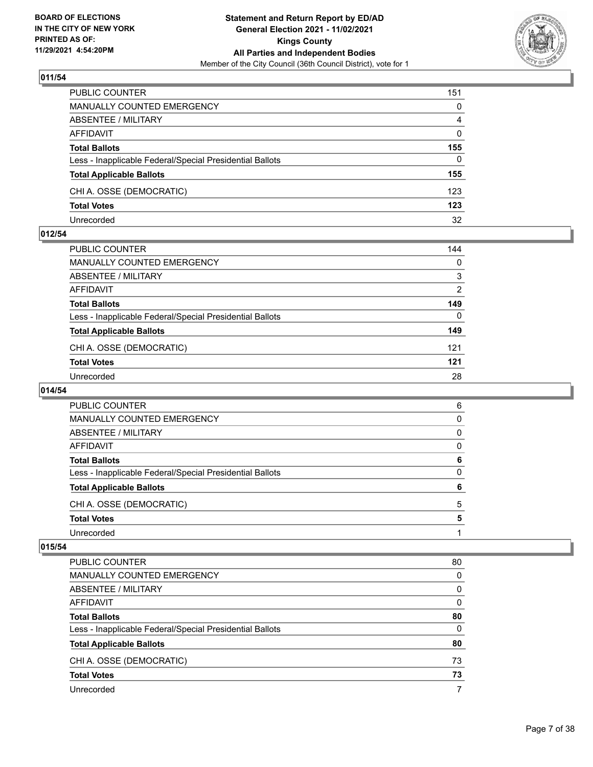### 011/54

| | |
|---|---|
| PUBLIC COUNTER | 151 |
| MANUALLY COUNTED EMERGENCY | 0 |
| ABSENTEE / MILITARY | 4 |
| AFFIDAVIT | 0 |
| **Total Ballots** | **155** |
| Less - Inapplicable Federal/Special Presidential Ballots | 0 |
| **Total Applicable Ballots** | **155** |
| CHI A. OSSE (DEMOCRATIC) | 123 |
| **Total Votes** | **123** |
| Unrecorded | 32 |

### 012/54

| | |
|---|---|
| PUBLIC COUNTER | 144 |
| MANUALLY COUNTED EMERGENCY | 0 |
| ABSENTEE / MILITARY | 3 |
| AFFIDAVIT | 2 |
| **Total Ballots** | **149** |
| Less - Inapplicable Federal/Special Presidential Ballots | 0 |
| **Total Applicable Ballots** | **149** |
| CHI A. OSSE (DEMOCRATIC) | 121 |
| **Total Votes** | **121** |
| Unrecorded | 28 |

### 014/54

| | |
|---|---|
| PUBLIC COUNTER | 6 |
| MANUALLY COUNTED EMERGENCY | 0 |
| ABSENTEE / MILITARY | 0 |
| AFFIDAVIT | 0 |
| **Total Ballots** | **6** |
| Less - Inapplicable Federal/Special Presidential Ballots | 0 |
| **Total Applicable Ballots** | **6** |
| CHI A. OSSE (DEMOCRATIC) | 5 |
| **Total Votes** | **5** |
| Unrecorded | 1 |

### 015/54

| | |
|---|---|
| PUBLIC COUNTER | 80 |
| MANUALLY COUNTED EMERGENCY | 0 |
| ABSENTEE / MILITARY | 0 |
| AFFIDAVIT | 0 |
| **Total Ballots** | **80** |
| Less - Inapplicable Federal/Special Presidential Ballots | 0 |
| **Total Applicable Ballots** | **80** |
| CHI A. OSSE (DEMOCRATIC) | 73 |
| **Total Votes** | **73** |
| Unrecorded | 7 |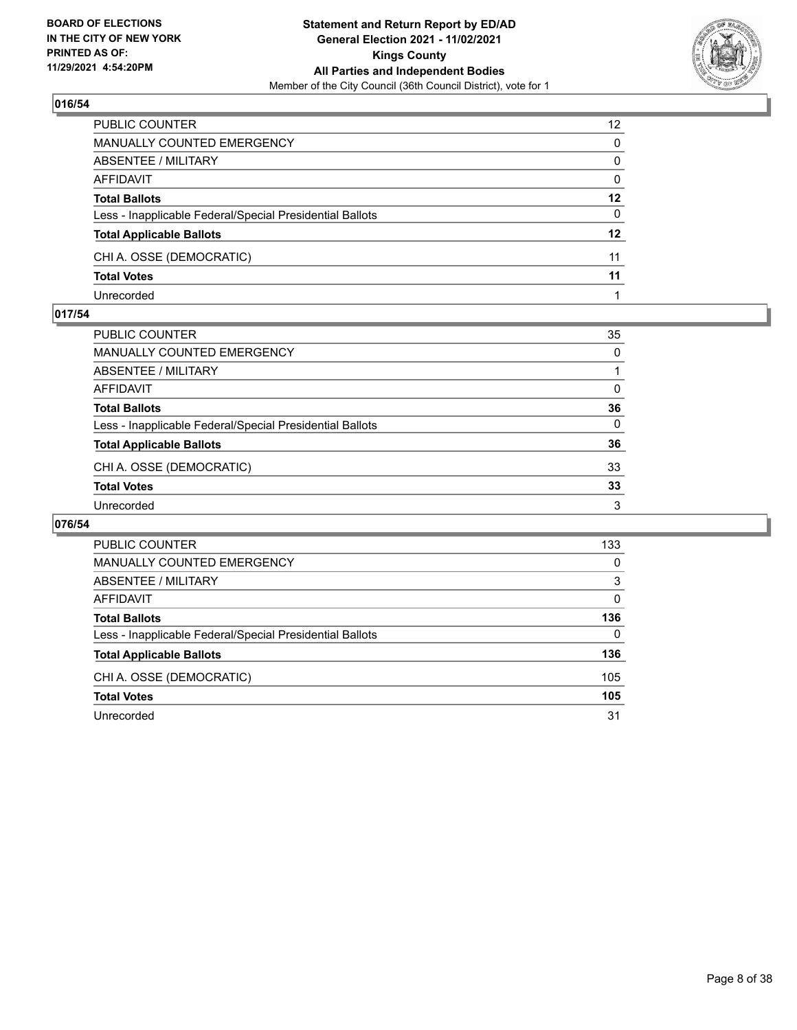**BOARD OF ELECTIONS IN THE CITY OF NEW YORK PRINTED AS OF: 11/29/2021 4:54:20PM**

**Statement and Return Report by ED/AD General Election 2021 - 11/02/2021 Kings County All Parties and Independent Bodies**

Member of the City Council (36th Council District), vote for 1

## 016/54

| | |
|---|---|
| PUBLIC COUNTER | 12 |
| MANUALLY COUNTED EMERGENCY | 0 |
| ABSENTEE / MILITARY | 0 |
| AFFIDAVIT | 0 |
| **Total Ballots** | **12** |
| Less - Inapplicable Federal/Special Presidential Ballots | 0 |
| **Total Applicable Ballots** | **12** |
| CHI A. OSSE (DEMOCRATIC) | 11 |
| **Total Votes** | **11** |
| Unrecorded | 1 |

## 017/54

| | |
|---|---|
| PUBLIC COUNTER | 35 |
| MANUALLY COUNTED EMERGENCY | 0 |
| ABSENTEE / MILITARY | 1 |
| AFFIDAVIT | 0 |
| **Total Ballots** | **36** |
| Less - Inapplicable Federal/Special Presidential Ballots | 0 |
| **Total Applicable Ballots** | **36** |
| CHI A. OSSE (DEMOCRATIC) | 33 |
| **Total Votes** | **33** |
| Unrecorded | 3 |

## 076/54

| | |
|---|---|
| PUBLIC COUNTER | 133 |
| MANUALLY COUNTED EMERGENCY | 0 |
| ABSENTEE / MILITARY | 3 |
| AFFIDAVIT | 0 |
| **Total Ballots** | **136** |
| Less - Inapplicable Federal/Special Presidential Ballots | 0 |
| **Total Applicable Ballots** | **136** |
| CHI A. OSSE (DEMOCRATIC) | 105 |
| **Total Votes** | **105** |
| Unrecorded | 31 |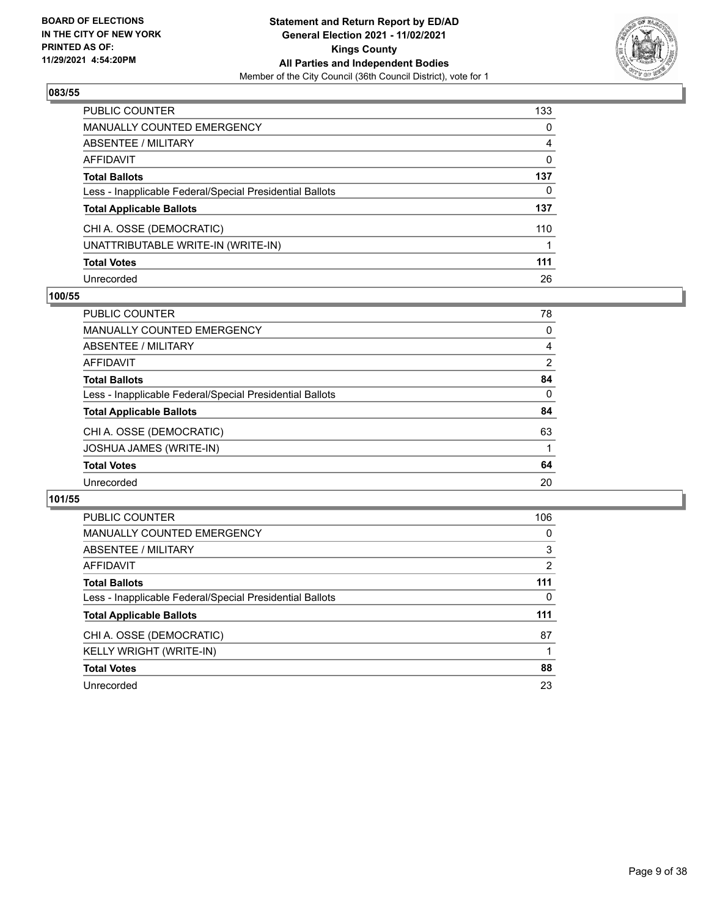**BOARD OF ELECTIONS IN THE CITY OF NEW YORK PRINTED AS OF: 11/29/2021 4:54:20PM**

**Statement and Return Report by ED/AD**
**General Election 2021 - 11/02/2021**
**Kings County**
**All Parties and Independent Bodies**
Member of the City Council (36th Council District), vote for 1

### 083/55

| | |
|---|---|
| PUBLIC COUNTER | 133 |
| MANUALLY COUNTED EMERGENCY | 0 |
| ABSENTEE / MILITARY | 4 |
| AFFIDAVIT | 0 |
| **Total Ballots** | **137** |
| Less - Inapplicable Federal/Special Presidential Ballots | 0 |
| **Total Applicable Ballots** | **137** |
| CHI A. OSSE (DEMOCRATIC) | 110 |
| UNATTRIBUTABLE WRITE-IN (WRITE-IN) | 1 |
| **Total Votes** | **111** |
| Unrecorded | 26 |

### 100/55

| | |
|---|---|
| PUBLIC COUNTER | 78 |
| MANUALLY COUNTED EMERGENCY | 0 |
| ABSENTEE / MILITARY | 4 |
| AFFIDAVIT | 2 |
| **Total Ballots** | **84** |
| Less - Inapplicable Federal/Special Presidential Ballots | 0 |
| **Total Applicable Ballots** | **84** |
| CHI A. OSSE (DEMOCRATIC) | 63 |
| JOSHUA JAMES (WRITE-IN) | 1 |
| **Total Votes** | **64** |
| Unrecorded | 20 |

### 101/55

| | |
|---|---|
| PUBLIC COUNTER | 106 |
| MANUALLY COUNTED EMERGENCY | 0 |
| ABSENTEE / MILITARY | 3 |
| AFFIDAVIT | 2 |
| **Total Ballots** | **111** |
| Less - Inapplicable Federal/Special Presidential Ballots | 0 |
| **Total Applicable Ballots** | **111** |
| CHI A. OSSE (DEMOCRATIC) | 87 |
| KELLY WRIGHT (WRITE-IN) | 1 |
| **Total Votes** | **88** |
| Unrecorded | 23 |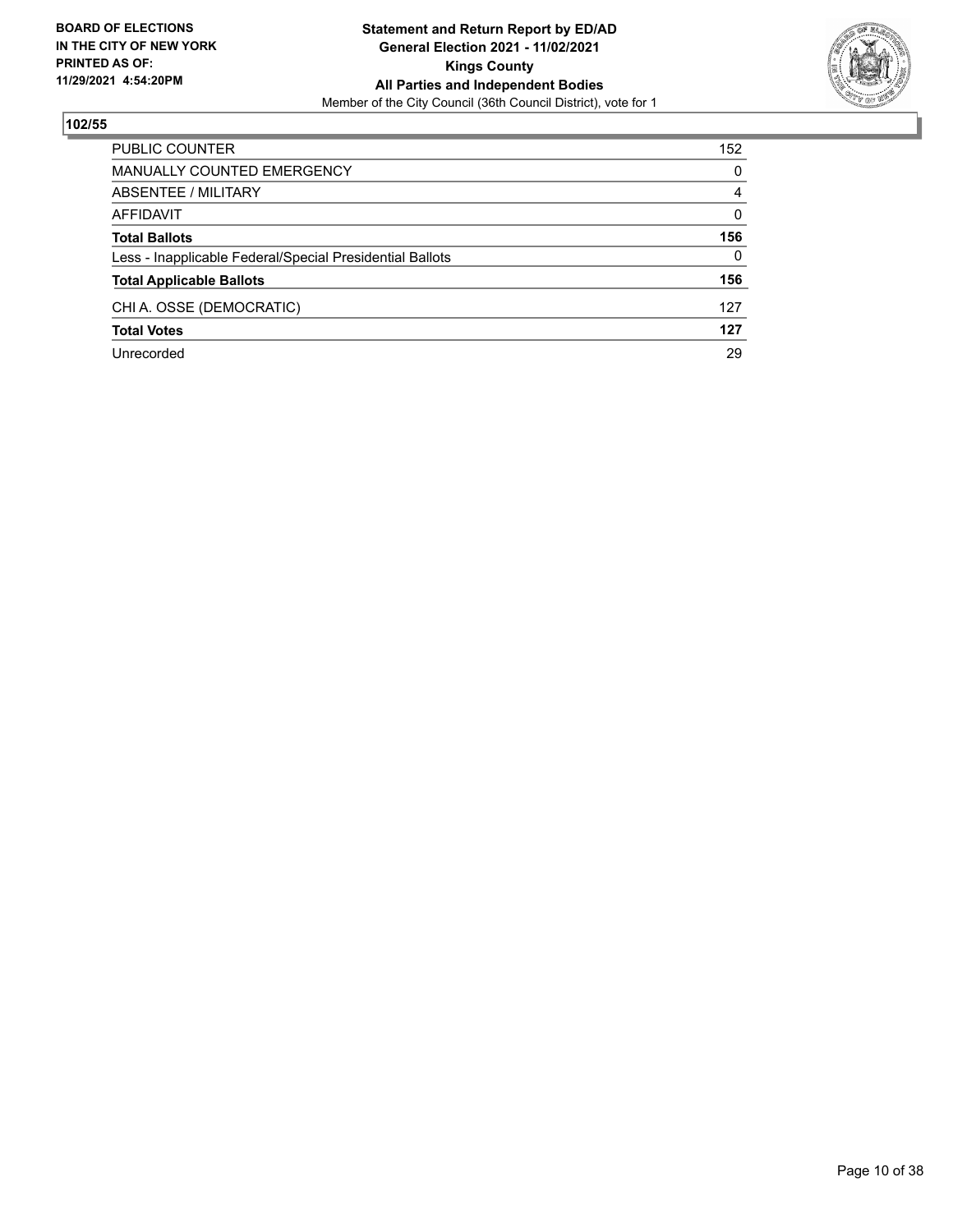BOARD OF ELECTIONS
IN THE CITY OF NEW YORK
PRINTED AS OF:
11/29/2021 4:54:20PM

**Statement and Return Report by ED/AD**
**General Election 2021 - 11/02/2021**
**Kings County**
**All Parties and Independent Bodies**
Member of the City Council (36th Council District), vote for 1

## 102/55

| | |
|---|---|
| PUBLIC COUNTER | 152 |
| MANUALLY COUNTED EMERGENCY | 0 |
| ABSENTEE / MILITARY | 4 |
| AFFIDAVIT | 0 |
| **Total Ballots** | **156** |
| Less - Inapplicable Federal/Special Presidential Ballots | 0 |
| **Total Applicable Ballots** | **156** |
| CHI A. OSSE (DEMOCRATIC) | 127 |
| **Total Votes** | **127** |
| Unrecorded | 29 |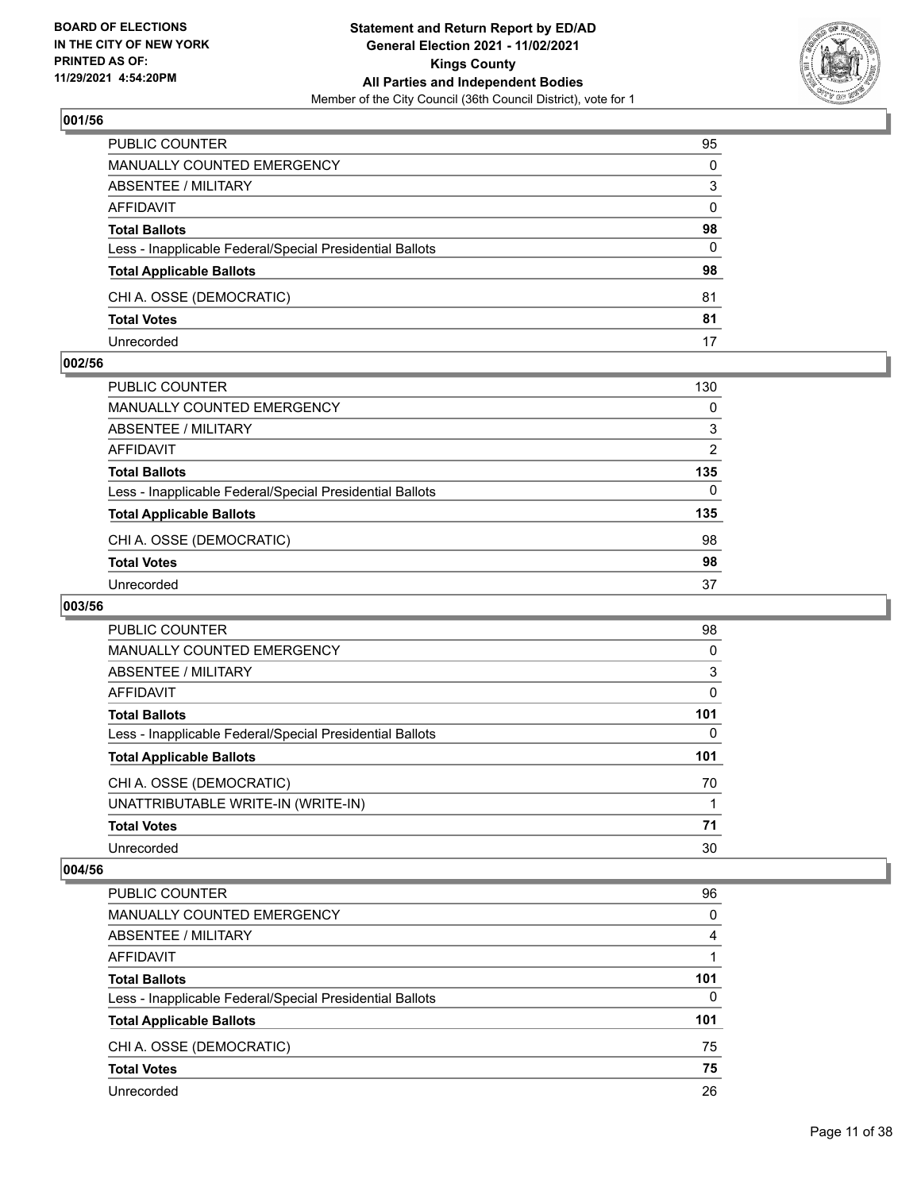### 001/56

| | |
|---|---|
| PUBLIC COUNTER | 95 |
| MANUALLY COUNTED EMERGENCY | 0 |
| ABSENTEE / MILITARY | 3 |
| AFFIDAVIT | 0 |
| **Total Ballots** | **98** |
| Less - Inapplicable Federal/Special Presidential Ballots | 0 |
| **Total Applicable Ballots** | **98** |
| CHI A. OSSE (DEMOCRATIC) | 81 |
| **Total Votes** | **81** |
| Unrecorded | 17 |

### 002/56

| | |
|---|---|
| PUBLIC COUNTER | 130 |
| MANUALLY COUNTED EMERGENCY | 0 |
| ABSENTEE / MILITARY | 3 |
| AFFIDAVIT | 2 |
| **Total Ballots** | **135** |
| Less - Inapplicable Federal/Special Presidential Ballots | 0 |
| **Total Applicable Ballots** | **135** |
| CHI A. OSSE (DEMOCRATIC) | 98 |
| **Total Votes** | **98** |
| Unrecorded | 37 |

### 003/56

| | |
|---|---|
| PUBLIC COUNTER | 98 |
| MANUALLY COUNTED EMERGENCY | 0 |
| ABSENTEE / MILITARY | 3 |
| AFFIDAVIT | 0 |
| **Total Ballots** | **101** |
| Less - Inapplicable Federal/Special Presidential Ballots | 0 |
| **Total Applicable Ballots** | **101** |
| CHI A. OSSE (DEMOCRATIC) | 70 |
| UNATTRIBUTABLE WRITE-IN (WRITE-IN) | 1 |
| **Total Votes** | **71** |
| Unrecorded | 30 |

### 004/56

| | |
|---|---|
| PUBLIC COUNTER | 96 |
| MANUALLY COUNTED EMERGENCY | 0 |
| ABSENTEE / MILITARY | 4 |
| AFFIDAVIT | 1 |
| **Total Ballots** | **101** |
| Less - Inapplicable Federal/Special Presidential Ballots | 0 |
| **Total Applicable Ballots** | **101** |
| CHI A. OSSE (DEMOCRATIC) | 75 |
| **Total Votes** | **75** |
| Unrecorded | 26 |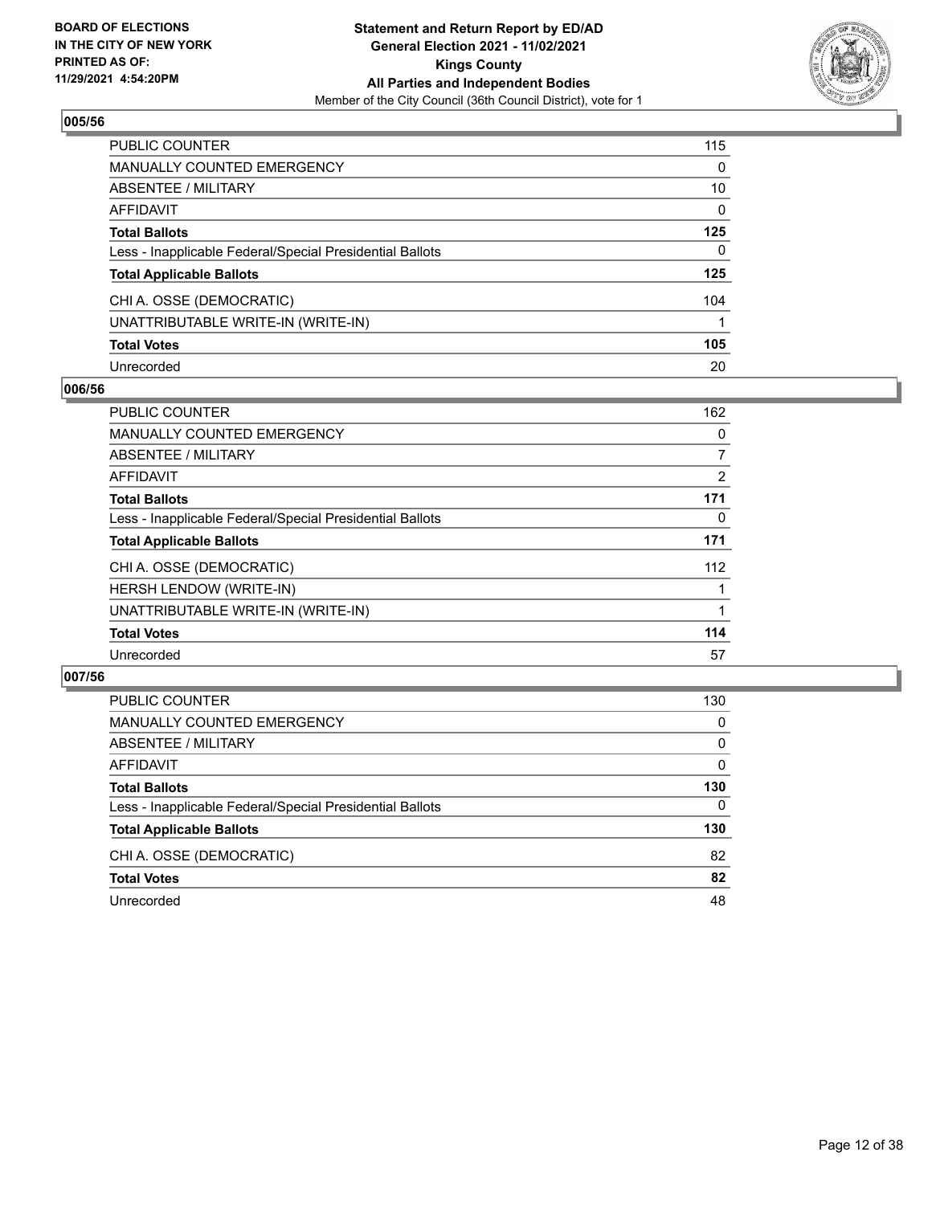## 005/56

| | |
|---|---|
| PUBLIC COUNTER | 115 |
| MANUALLY COUNTED EMERGENCY | 0 |
| ABSENTEE / MILITARY | 10 |
| AFFIDAVIT | 0 |
| **Total Ballots** | **125** |
| Less - Inapplicable Federal/Special Presidential Ballots | 0 |
| **Total Applicable Ballots** | **125** |
| CHI A. OSSE (DEMOCRATIC) | 104 |
| UNATTRIBUTABLE WRITE-IN (WRITE-IN) | 1 |
| **Total Votes** | **105** |
| Unrecorded | 20 |

## 006/56

| | |
|---|---|
| PUBLIC COUNTER | 162 |
| MANUALLY COUNTED EMERGENCY | 0 |
| ABSENTEE / MILITARY | 7 |
| AFFIDAVIT | 2 |
| **Total Ballots** | **171** |
| Less - Inapplicable Federal/Special Presidential Ballots | 0 |
| **Total Applicable Ballots** | **171** |
| CHI A. OSSE (DEMOCRATIC) | 112 |
| HERSH LENDOW (WRITE-IN) | 1 |
| UNATTRIBUTABLE WRITE-IN (WRITE-IN) | 1 |
| **Total Votes** | **114** |
| Unrecorded | 57 |

## 007/56

| | |
|---|---|
| PUBLIC COUNTER | 130 |
| MANUALLY COUNTED EMERGENCY | 0 |
| ABSENTEE / MILITARY | 0 |
| AFFIDAVIT | 0 |
| **Total Ballots** | **130** |
| Less - Inapplicable Federal/Special Presidential Ballots | 0 |
| **Total Applicable Ballots** | **130** |
| CHI A. OSSE (DEMOCRATIC) | 82 |
| **Total Votes** | **82** |
| Unrecorded | 48 |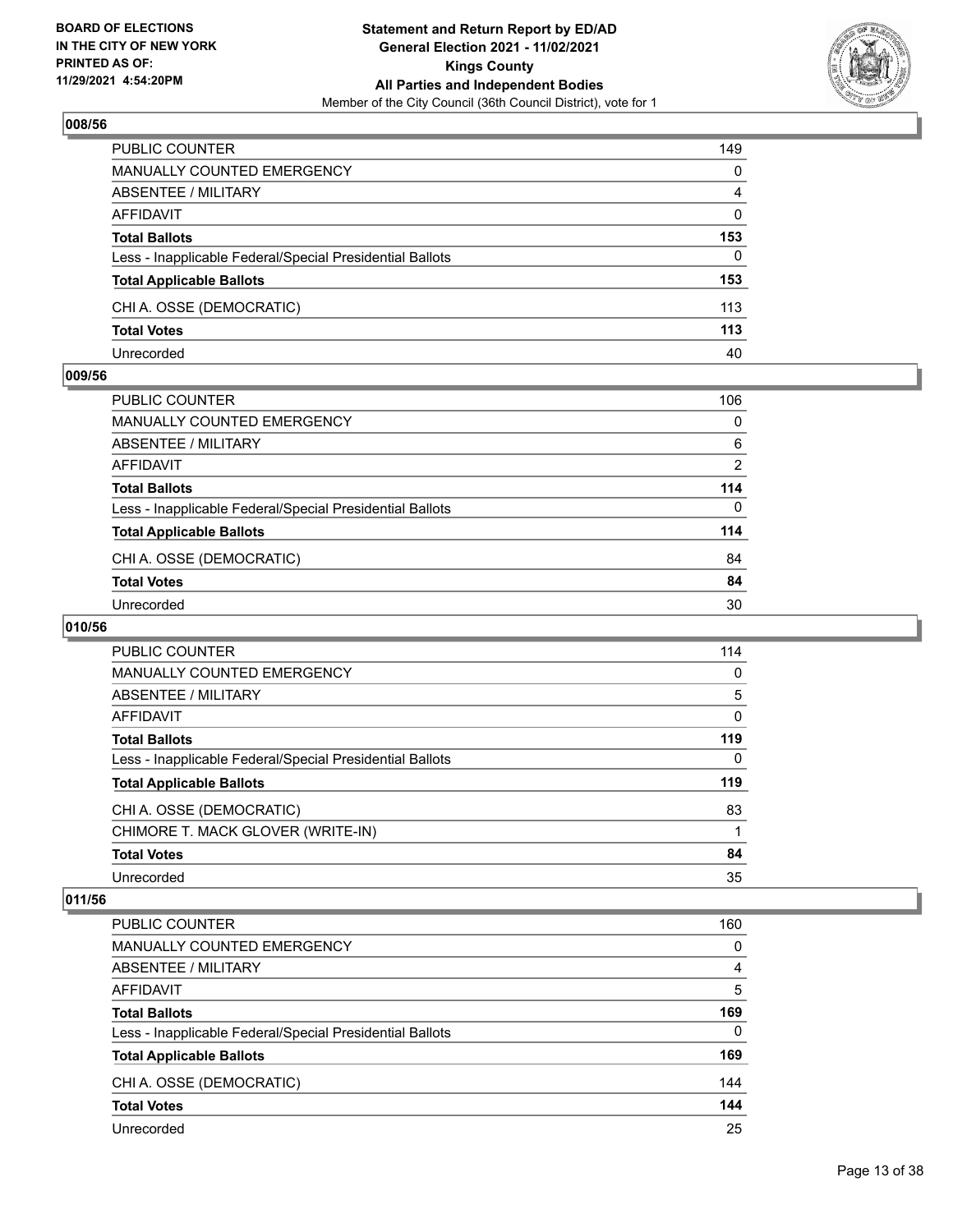## 008/56

| | |
|---|---|
| PUBLIC COUNTER | 149 |
| MANUALLY COUNTED EMERGENCY | 0 |
| ABSENTEE / MILITARY | 4 |
| AFFIDAVIT | 0 |
| **Total Ballots** | **153** |
| Less - Inapplicable Federal/Special Presidential Ballots | 0 |
| **Total Applicable Ballots** | **153** |
| CHI A. OSSE (DEMOCRATIC) | 113 |
| **Total Votes** | **113** |
| Unrecorded | 40 |

## 009/56

| | |
|---|---|
| PUBLIC COUNTER | 106 |
| MANUALLY COUNTED EMERGENCY | 0 |
| ABSENTEE / MILITARY | 6 |
| AFFIDAVIT | 2 |
| **Total Ballots** | **114** |
| Less - Inapplicable Federal/Special Presidential Ballots | 0 |
| **Total Applicable Ballots** | **114** |
| CHI A. OSSE (DEMOCRATIC) | 84 |
| **Total Votes** | **84** |
| Unrecorded | 30 |

## 010/56

| | |
|---|---|
| PUBLIC COUNTER | 114 |
| MANUALLY COUNTED EMERGENCY | 0 |
| ABSENTEE / MILITARY | 5 |
| AFFIDAVIT | 0 |
| **Total Ballots** | **119** |
| Less - Inapplicable Federal/Special Presidential Ballots | 0 |
| **Total Applicable Ballots** | **119** |
| CHI A. OSSE (DEMOCRATIC) | 83 |
| CHIMORE T. MACK GLOVER (WRITE-IN) | 1 |
| **Total Votes** | **84** |
| Unrecorded | 35 |

## 011/56

| | |
|---|---|
| PUBLIC COUNTER | 160 |
| MANUALLY COUNTED EMERGENCY | 0 |
| ABSENTEE / MILITARY | 4 |
| AFFIDAVIT | 5 |
| **Total Ballots** | **169** |
| Less - Inapplicable Federal/Special Presidential Ballots | 0 |
| **Total Applicable Ballots** | **169** |
| CHI A. OSSE (DEMOCRATIC) | 144 |
| **Total Votes** | **144** |
| Unrecorded | 25 |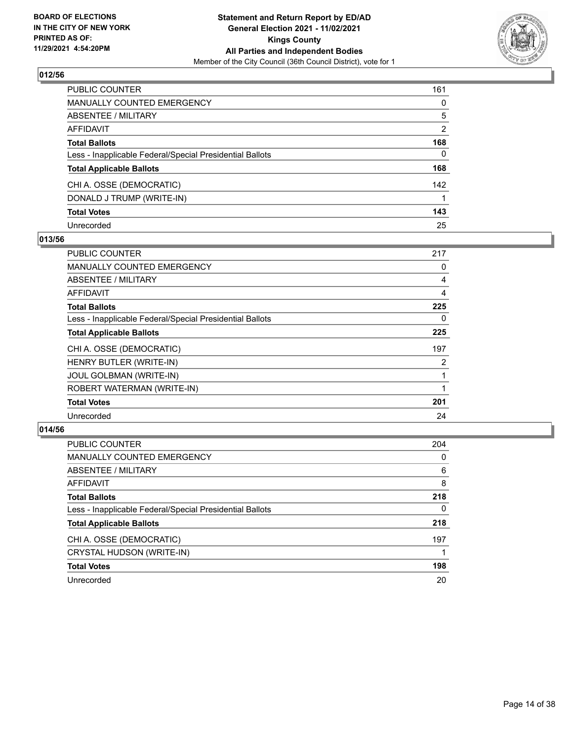**BOARD OF ELECTIONS IN THE CITY OF NEW YORK PRINTED AS OF: 11/29/2021 4:54:20PM**

**Statement and Return Report by ED/AD General Election 2021 - 11/02/2021 Kings County All Parties and Independent Bodies**
Member of the City Council (36th Council District), vote for 1

## 012/56

| | |
|---|---|
| PUBLIC COUNTER | 161 |
| MANUALLY COUNTED EMERGENCY | 0 |
| ABSENTEE / MILITARY | 5 |
| AFFIDAVIT | 2 |
| **Total Ballots** | **168** |
| Less - Inapplicable Federal/Special Presidential Ballots | 0 |
| **Total Applicable Ballots** | **168** |
| CHI A. OSSE (DEMOCRATIC) | 142 |
| DONALD J TRUMP (WRITE-IN) | 1 |
| **Total Votes** | **143** |
| Unrecorded | 25 |

## 013/56

| | |
|---|---|
| PUBLIC COUNTER | 217 |
| MANUALLY COUNTED EMERGENCY | 0 |
| ABSENTEE / MILITARY | 4 |
| AFFIDAVIT | 4 |
| **Total Ballots** | **225** |
| Less - Inapplicable Federal/Special Presidential Ballots | 0 |
| **Total Applicable Ballots** | **225** |
| CHI A. OSSE (DEMOCRATIC) | 197 |
| HENRY BUTLER (WRITE-IN) | 2 |
| JOUL GOLBMAN (WRITE-IN) | 1 |
| ROBERT WATERMAN (WRITE-IN) | 1 |
| **Total Votes** | **201** |
| Unrecorded | 24 |

## 014/56

| | |
|---|---|
| PUBLIC COUNTER | 204 |
| MANUALLY COUNTED EMERGENCY | 0 |
| ABSENTEE / MILITARY | 6 |
| AFFIDAVIT | 8 |
| **Total Ballots** | **218** |
| Less - Inapplicable Federal/Special Presidential Ballots | 0 |
| **Total Applicable Ballots** | **218** |
| CHI A. OSSE (DEMOCRATIC) | 197 |
| CRYSTAL HUDSON (WRITE-IN) | 1 |
| **Total Votes** | **198** |
| Unrecorded | 20 |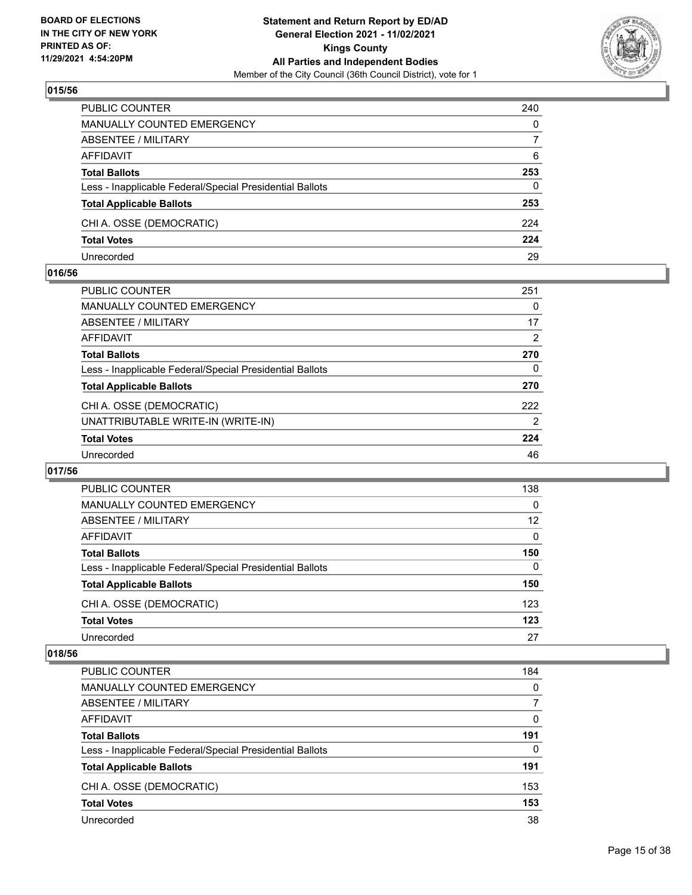## 015/56

| | |
|---|---|
| PUBLIC COUNTER | 240 |
| MANUALLY COUNTED EMERGENCY | 0 |
| ABSENTEE / MILITARY | 7 |
| AFFIDAVIT | 6 |
| **Total Ballots** | **253** |
| Less - Inapplicable Federal/Special Presidential Ballots | 0 |
| **Total Applicable Ballots** | **253** |
| CHI A. OSSE (DEMOCRATIC) | 224 |
| **Total Votes** | **224** |
| Unrecorded | 29 |

## 016/56

| | |
|---|---|
| PUBLIC COUNTER | 251 |
| MANUALLY COUNTED EMERGENCY | 0 |
| ABSENTEE / MILITARY | 17 |
| AFFIDAVIT | 2 |
| **Total Ballots** | **270** |
| Less - Inapplicable Federal/Special Presidential Ballots | 0 |
| **Total Applicable Ballots** | **270** |
| CHI A. OSSE (DEMOCRATIC) | 222 |
| UNATTRIBUTABLE WRITE-IN (WRITE-IN) | 2 |
| **Total Votes** | **224** |
| Unrecorded | 46 |

## 017/56

| | |
|---|---|
| PUBLIC COUNTER | 138 |
| MANUALLY COUNTED EMERGENCY | 0 |
| ABSENTEE / MILITARY | 12 |
| AFFIDAVIT | 0 |
| **Total Ballots** | **150** |
| Less - Inapplicable Federal/Special Presidential Ballots | 0 |
| **Total Applicable Ballots** | **150** |
| CHI A. OSSE (DEMOCRATIC) | 123 |
| **Total Votes** | **123** |
| Unrecorded | 27 |

## 018/56

| | |
|---|---|
| PUBLIC COUNTER | 184 |
| MANUALLY COUNTED EMERGENCY | 0 |
| ABSENTEE / MILITARY | 7 |
| AFFIDAVIT | 0 |
| **Total Ballots** | **191** |
| Less - Inapplicable Federal/Special Presidential Ballots | 0 |
| **Total Applicable Ballots** | **191** |
| CHI A. OSSE (DEMOCRATIC) | 153 |
| **Total Votes** | **153** |
| Unrecorded | 38 |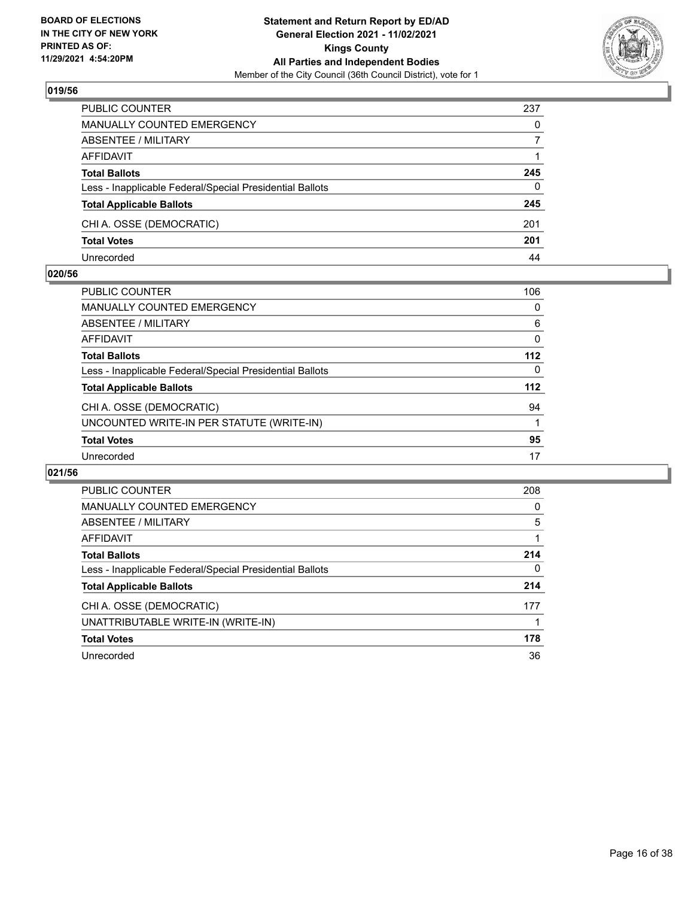BOARD OF ELECTIONS
IN THE CITY OF NEW YORK
PRINTED AS OF:
11/29/2021 4:54:20PM

**Statement and Return Report by ED/AD**
**General Election 2021 - 11/02/2021**
**Kings County**
**All Parties and Independent Bodies**
Member of the City Council (36th Council District), vote for 1

## 019/56

| | |
|---|---|
| PUBLIC COUNTER | 237 |
| MANUALLY COUNTED EMERGENCY | 0 |
| ABSENTEE / MILITARY | 7 |
| AFFIDAVIT | 1 |
| **Total Ballots** | **245** |
| Less - Inapplicable Federal/Special Presidential Ballots | 0 |
| **Total Applicable Ballots** | **245** |
| CHI A. OSSE (DEMOCRATIC) | 201 |
| **Total Votes** | **201** |
| Unrecorded | 44 |

## 020/56

| | |
|---|---|
| PUBLIC COUNTER | 106 |
| MANUALLY COUNTED EMERGENCY | 0 |
| ABSENTEE / MILITARY | 6 |
| AFFIDAVIT | 0 |
| **Total Ballots** | **112** |
| Less - Inapplicable Federal/Special Presidential Ballots | 0 |
| **Total Applicable Ballots** | **112** |
| CHI A. OSSE (DEMOCRATIC) | 94 |
| UNCOUNTED WRITE-IN PER STATUTE (WRITE-IN) | 1 |
| **Total Votes** | **95** |
| Unrecorded | 17 |

## 021/56

| | |
|---|---|
| PUBLIC COUNTER | 208 |
| MANUALLY COUNTED EMERGENCY | 0 |
| ABSENTEE / MILITARY | 5 |
| AFFIDAVIT | 1 |
| **Total Ballots** | **214** |
| Less - Inapplicable Federal/Special Presidential Ballots | 0 |
| **Total Applicable Ballots** | **214** |
| CHI A. OSSE (DEMOCRATIC) | 177 |
| UNATTRIBUTABLE WRITE-IN (WRITE-IN) | 1 |
| **Total Votes** | **178** |
| Unrecorded | 36 |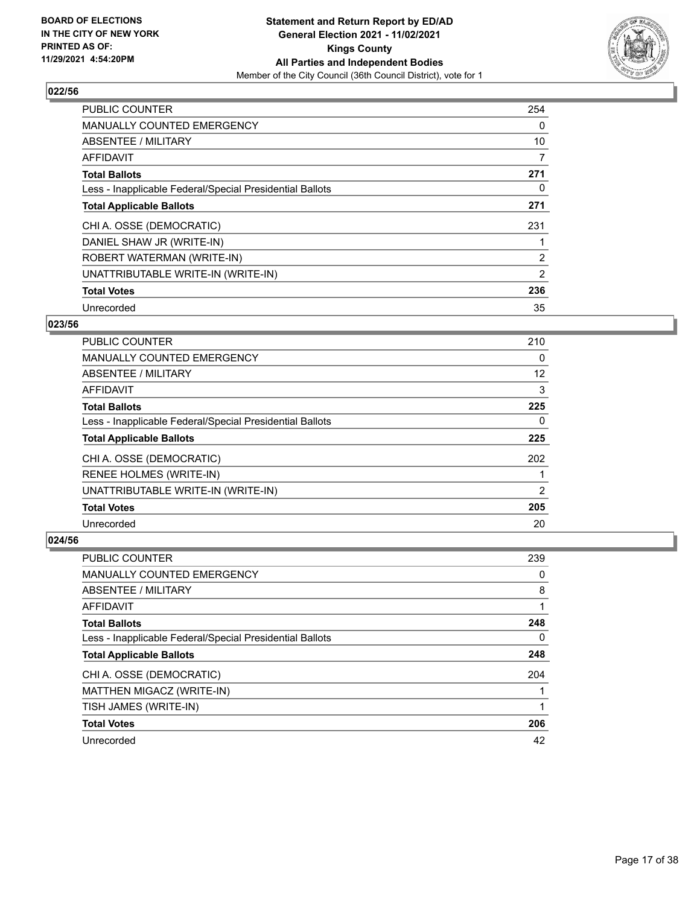**BOARD OF ELECTIONS IN THE CITY OF NEW YORK PRINTED AS OF: 11/29/2021 4:54:20PM**

**Statement and Return Report by ED/AD**
**General Election 2021 - 11/02/2021**
**Kings County**
**All Parties and Independent Bodies**
Member of the City Council (36th Council District), vote for 1

### 022/56

| | |
|---|---|
| PUBLIC COUNTER | 254 |
| MANUALLY COUNTED EMERGENCY | 0 |
| ABSENTEE / MILITARY | 10 |
| AFFIDAVIT | 7 |
| **Total Ballots** | **271** |
| Less - Inapplicable Federal/Special Presidential Ballots | 0 |
| **Total Applicable Ballots** | **271** |
| CHI A. OSSE (DEMOCRATIC) | 231 |
| DANIEL SHAW JR (WRITE-IN) | 1 |
| ROBERT WATERMAN (WRITE-IN) | 2 |
| UNATTRIBUTABLE WRITE-IN (WRITE-IN) | 2 |
| **Total Votes** | **236** |
| Unrecorded | 35 |

### 023/56

| | |
|---|---|
| PUBLIC COUNTER | 210 |
| MANUALLY COUNTED EMERGENCY | 0 |
| ABSENTEE / MILITARY | 12 |
| AFFIDAVIT | 3 |
| **Total Ballots** | **225** |
| Less - Inapplicable Federal/Special Presidential Ballots | 0 |
| **Total Applicable Ballots** | **225** |
| CHI A. OSSE (DEMOCRATIC) | 202 |
| RENEE HOLMES (WRITE-IN) | 1 |
| UNATTRIBUTABLE WRITE-IN (WRITE-IN) | 2 |
| **Total Votes** | **205** |
| Unrecorded | 20 |

### 024/56

| | |
|---|---|
| PUBLIC COUNTER | 239 |
| MANUALLY COUNTED EMERGENCY | 0 |
| ABSENTEE / MILITARY | 8 |
| AFFIDAVIT | 1 |
| **Total Ballots** | **248** |
| Less - Inapplicable Federal/Special Presidential Ballots | 0 |
| **Total Applicable Ballots** | **248** |
| CHI A. OSSE (DEMOCRATIC) | 204 |
| MATTHEN MIGACZ (WRITE-IN) | 1 |
| TISH JAMES (WRITE-IN) | 1 |
| **Total Votes** | **206** |
| Unrecorded | 42 |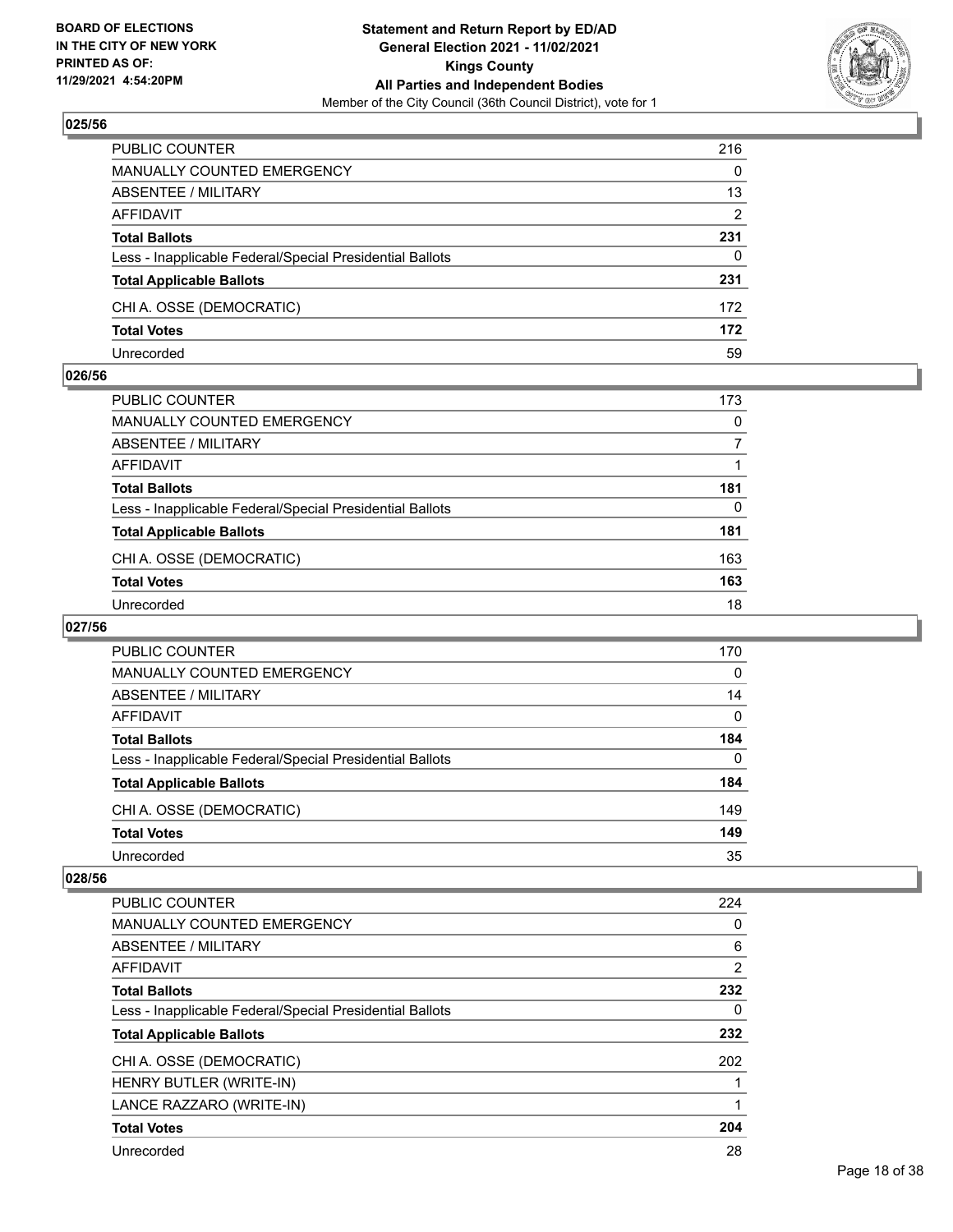## 025/56

| | |
|---|---|
| PUBLIC COUNTER | 216 |
| MANUALLY COUNTED EMERGENCY | 0 |
| ABSENTEE / MILITARY | 13 |
| AFFIDAVIT | 2 |
| **Total Ballots** | **231** |
| Less - Inapplicable Federal/Special Presidential Ballots | 0 |
| **Total Applicable Ballots** | **231** |
| CHI A. OSSE (DEMOCRATIC) | 172 |
| **Total Votes** | **172** |
| Unrecorded | 59 |

## 026/56

| | |
|---|---|
| PUBLIC COUNTER | 173 |
| MANUALLY COUNTED EMERGENCY | 0 |
| ABSENTEE / MILITARY | 7 |
| AFFIDAVIT | 1 |
| **Total Ballots** | **181** |
| Less - Inapplicable Federal/Special Presidential Ballots | 0 |
| **Total Applicable Ballots** | **181** |
| CHI A. OSSE (DEMOCRATIC) | 163 |
| **Total Votes** | **163** |
| Unrecorded | 18 |

## 027/56

| | |
|---|---|
| PUBLIC COUNTER | 170 |
| MANUALLY COUNTED EMERGENCY | 0 |
| ABSENTEE / MILITARY | 14 |
| AFFIDAVIT | 0 |
| **Total Ballots** | **184** |
| Less - Inapplicable Federal/Special Presidential Ballots | 0 |
| **Total Applicable Ballots** | **184** |
| CHI A. OSSE (DEMOCRATIC) | 149 |
| **Total Votes** | **149** |
| Unrecorded | 35 |

## 028/56

| | |
|---|---|
| PUBLIC COUNTER | 224 |
| MANUALLY COUNTED EMERGENCY | 0 |
| ABSENTEE / MILITARY | 6 |
| AFFIDAVIT | 2 |
| **Total Ballots** | **232** |
| Less - Inapplicable Federal/Special Presidential Ballots | 0 |
| **Total Applicable Ballots** | **232** |
| CHI A. OSSE (DEMOCRATIC) | 202 |
| HENRY BUTLER (WRITE-IN) | 1 |
| LANCE RAZZARO (WRITE-IN) | 1 |
| **Total Votes** | **204** |
| Unrecorded | 28 |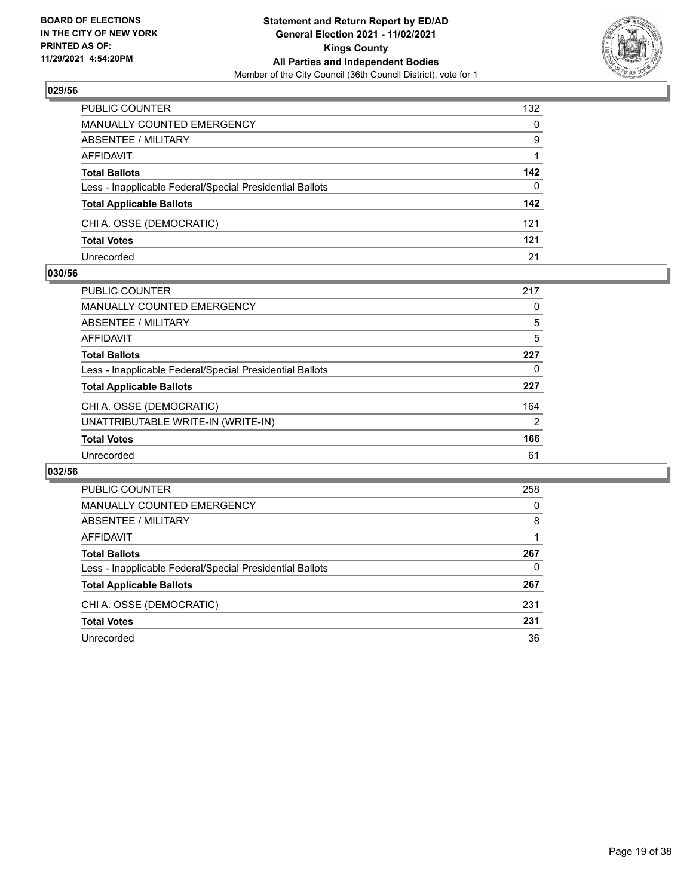BOARD OF ELECTIONS
IN THE CITY OF NEW YORK
PRINTED AS OF:
11/29/2021 4:54:20PM

**Statement and Return Report by ED/AD**
**General Election 2021 - 11/02/2021**
**Kings County**
**All Parties and Independent Bodies**
Member of the City Council (36th Council District), vote for 1

### 029/56

| | |
|---|---|
| PUBLIC COUNTER | 132 |
| MANUALLY COUNTED EMERGENCY | 0 |
| ABSENTEE / MILITARY | 9 |
| AFFIDAVIT | 1 |
| **Total Ballots** | **142** |
| Less - Inapplicable Federal/Special Presidential Ballots | 0 |
| **Total Applicable Ballots** | **142** |
| CHI A. OSSE (DEMOCRATIC) | 121 |
| **Total Votes** | **121** |
| Unrecorded | 21 |

### 030/56

| | |
|---|---|
| PUBLIC COUNTER | 217 |
| MANUALLY COUNTED EMERGENCY | 0 |
| ABSENTEE / MILITARY | 5 |
| AFFIDAVIT | 5 |
| **Total Ballots** | **227** |
| Less - Inapplicable Federal/Special Presidential Ballots | 0 |
| **Total Applicable Ballots** | **227** |
| CHI A. OSSE (DEMOCRATIC) | 164 |
| UNATTRIBUTABLE WRITE-IN (WRITE-IN) | 2 |
| **Total Votes** | **166** |
| Unrecorded | 61 |

### 032/56

| | |
|---|---|
| PUBLIC COUNTER | 258 |
| MANUALLY COUNTED EMERGENCY | 0 |
| ABSENTEE / MILITARY | 8 |
| AFFIDAVIT | 1 |
| **Total Ballots** | **267** |
| Less - Inapplicable Federal/Special Presidential Ballots | 0 |
| **Total Applicable Ballots** | **267** |
| CHI A. OSSE (DEMOCRATIC) | 231 |
| **Total Votes** | **231** |
| Unrecorded | 36 |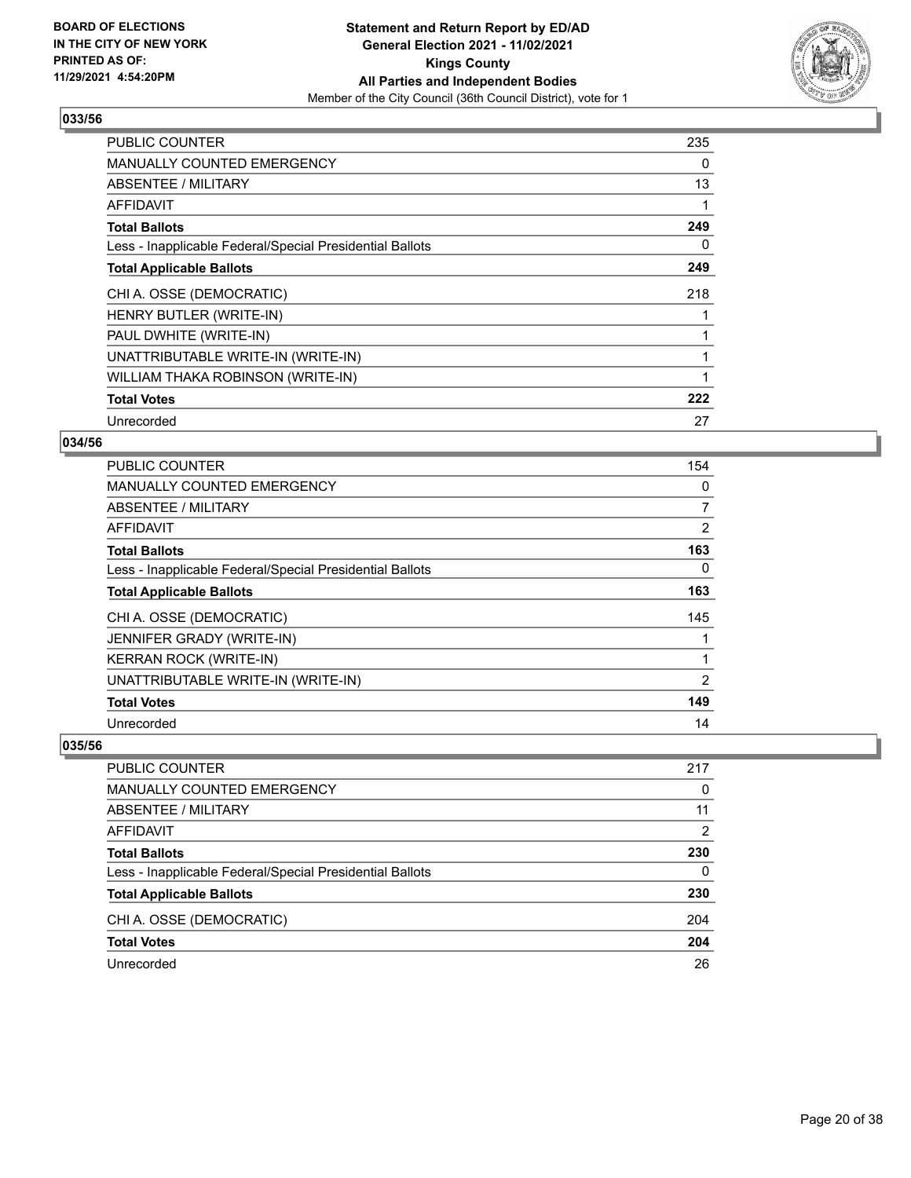BOARD OF ELECTIONS
IN THE CITY OF NEW YORK
PRINTED AS OF:
11/29/2021 4:54:20PM

**Statement and Return Report by ED/AD**
**General Election 2021 - 11/02/2021**
**Kings County**
**All Parties and Independent Bodies**
Member of the City Council (36th Council District), vote for 1

## 033/56

| | |
|---|---|
| PUBLIC COUNTER | 235 |
| MANUALLY COUNTED EMERGENCY | 0 |
| ABSENTEE / MILITARY | 13 |
| AFFIDAVIT | 1 |
| **Total Ballots** | **249** |
| Less - Inapplicable Federal/Special Presidential Ballots | 0 |
| **Total Applicable Ballots** | **249** |
| CHI A. OSSE (DEMOCRATIC) | 218 |
| HENRY BUTLER (WRITE-IN) | 1 |
| PAUL DWHITE (WRITE-IN) | 1 |
| UNATTRIBUTABLE WRITE-IN (WRITE-IN) | 1 |
| WILLIAM THAKA ROBINSON (WRITE-IN) | 1 |
| **Total Votes** | **222** |
| Unrecorded | 27 |

## 034/56

| | |
|---|---|
| PUBLIC COUNTER | 154 |
| MANUALLY COUNTED EMERGENCY | 0 |
| ABSENTEE / MILITARY | 7 |
| AFFIDAVIT | 2 |
| **Total Ballots** | **163** |
| Less - Inapplicable Federal/Special Presidential Ballots | 0 |
| **Total Applicable Ballots** | **163** |
| CHI A. OSSE (DEMOCRATIC) | 145 |
| JENNIFER GRADY (WRITE-IN) | 1 |
| KERRAN ROCK (WRITE-IN) | 1 |
| UNATTRIBUTABLE WRITE-IN (WRITE-IN) | 2 |
| **Total Votes** | **149** |
| Unrecorded | 14 |

## 035/56

| | |
|---|---|
| PUBLIC COUNTER | 217 |
| MANUALLY COUNTED EMERGENCY | 0 |
| ABSENTEE / MILITARY | 11 |
| AFFIDAVIT | 2 |
| **Total Ballots** | **230** |
| Less - Inapplicable Federal/Special Presidential Ballots | 0 |
| **Total Applicable Ballots** | **230** |
| CHI A. OSSE (DEMOCRATIC) | 204 |
| **Total Votes** | **204** |
| Unrecorded | 26 |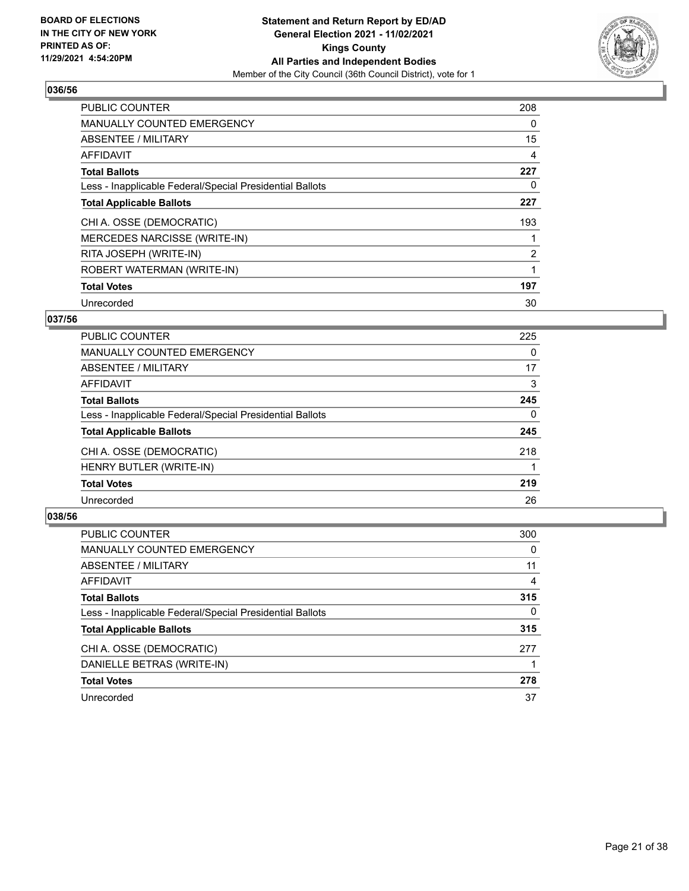BOARD OF ELECTIONS
IN THE CITY OF NEW YORK
PRINTED AS OF:
11/29/2021 4:54:20PM

**Statement and Return Report by ED/AD**
**General Election 2021 - 11/02/2021**
**Kings County**
**All Parties and Independent Bodies**
Member of the City Council (36th Council District), vote for 1

### 036/56

| | |
|---|---|
| PUBLIC COUNTER | 208 |
| MANUALLY COUNTED EMERGENCY | 0 |
| ABSENTEE / MILITARY | 15 |
| AFFIDAVIT | 4 |
| **Total Ballots** | **227** |
| Less - Inapplicable Federal/Special Presidential Ballots | 0 |
| **Total Applicable Ballots** | **227** |
| CHI A. OSSE (DEMOCRATIC) | 193 |
| MERCEDES NARCISSE (WRITE-IN) | 1 |
| RITA JOSEPH (WRITE-IN) | 2 |
| ROBERT WATERMAN (WRITE-IN) | 1 |
| **Total Votes** | **197** |
| Unrecorded | 30 |

### 037/56

| | |
|---|---|
| PUBLIC COUNTER | 225 |
| MANUALLY COUNTED EMERGENCY | 0 |
| ABSENTEE / MILITARY | 17 |
| AFFIDAVIT | 3 |
| **Total Ballots** | **245** |
| Less - Inapplicable Federal/Special Presidential Ballots | 0 |
| **Total Applicable Ballots** | **245** |
| CHI A. OSSE (DEMOCRATIC) | 218 |
| HENRY BUTLER (WRITE-IN) | 1 |
| **Total Votes** | **219** |
| Unrecorded | 26 |

### 038/56

| | |
|---|---|
| PUBLIC COUNTER | 300 |
| MANUALLY COUNTED EMERGENCY | 0 |
| ABSENTEE / MILITARY | 11 |
| AFFIDAVIT | 4 |
| **Total Ballots** | **315** |
| Less - Inapplicable Federal/Special Presidential Ballots | 0 |
| **Total Applicable Ballots** | **315** |
| CHI A. OSSE (DEMOCRATIC) | 277 |
| DANIELLE BETRAS (WRITE-IN) | 1 |
| **Total Votes** | **278** |
| Unrecorded | 37 |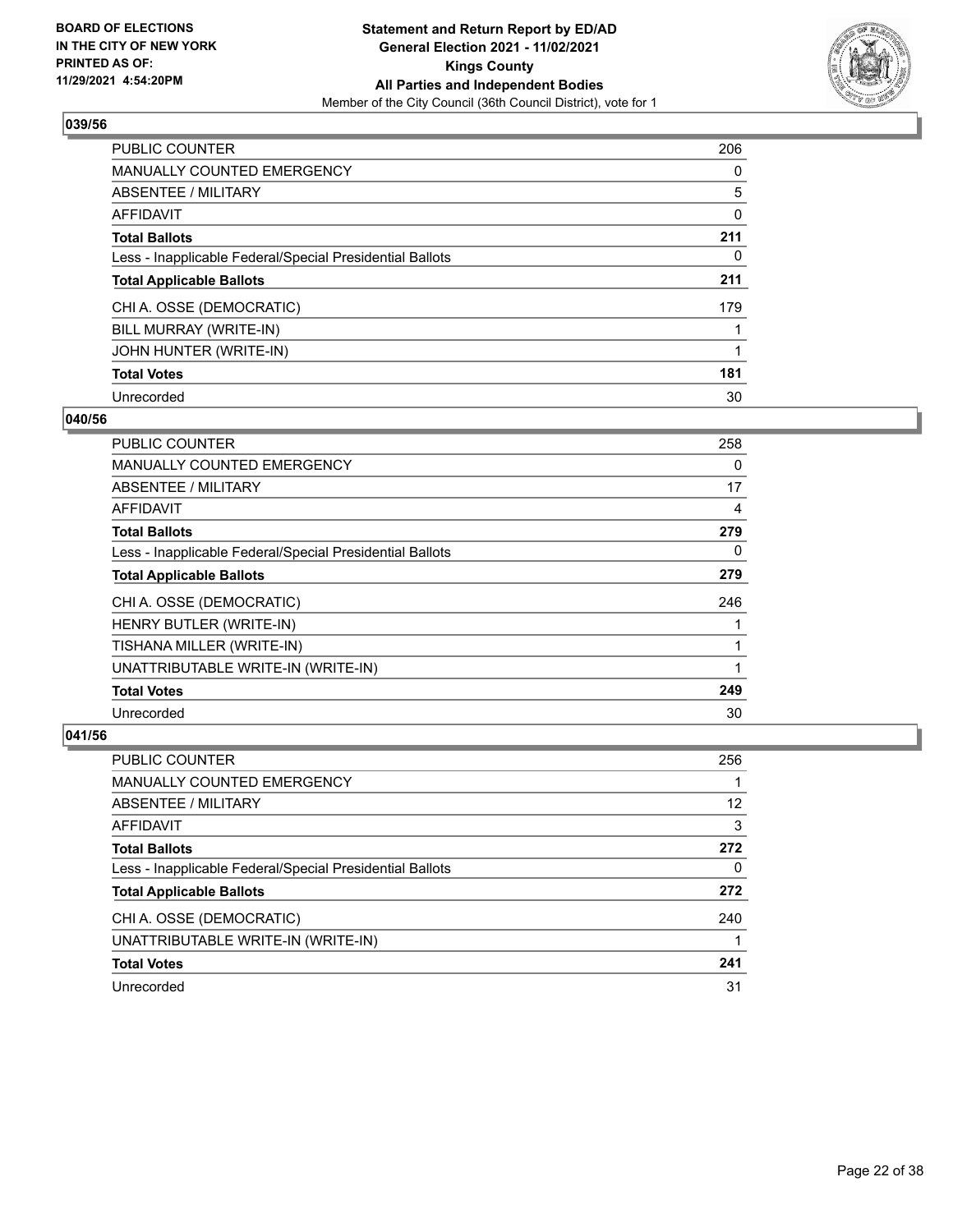**BOARD OF ELECTIONS IN THE CITY OF NEW YORK PRINTED AS OF: 11/29/2021 4:54:20PM**

**Statement and Return Report by ED/AD General Election 2021 - 11/02/2021 Kings County All Parties and Independent Bodies**
Member of the City Council (36th Council District), vote for 1

## 039/56

| | |
|---|---|
| PUBLIC COUNTER | 206 |
| MANUALLY COUNTED EMERGENCY | 0 |
| ABSENTEE / MILITARY | 5 |
| AFFIDAVIT | 0 |
| **Total Ballots** | **211** |
| Less - Inapplicable Federal/Special Presidential Ballots | 0 |
| **Total Applicable Ballots** | **211** |
| CHI A. OSSE (DEMOCRATIC) | 179 |
| BILL MURRAY (WRITE-IN) | 1 |
| JOHN HUNTER (WRITE-IN) | 1 |
| **Total Votes** | **181** |
| Unrecorded | 30 |

## 040/56

| | |
|---|---|
| PUBLIC COUNTER | 258 |
| MANUALLY COUNTED EMERGENCY | 0 |
| ABSENTEE / MILITARY | 17 |
| AFFIDAVIT | 4 |
| **Total Ballots** | **279** |
| Less - Inapplicable Federal/Special Presidential Ballots | 0 |
| **Total Applicable Ballots** | **279** |
| CHI A. OSSE (DEMOCRATIC) | 246 |
| HENRY BUTLER (WRITE-IN) | 1 |
| TISHANA MILLER (WRITE-IN) | 1 |
| UNATTRIBUTABLE WRITE-IN (WRITE-IN) | 1 |
| **Total Votes** | **249** |
| Unrecorded | 30 |

## 041/56

| | |
|---|---|
| PUBLIC COUNTER | 256 |
| MANUALLY COUNTED EMERGENCY | 1 |
| ABSENTEE / MILITARY | 12 |
| AFFIDAVIT | 3 |
| **Total Ballots** | **272** |
| Less - Inapplicable Federal/Special Presidential Ballots | 0 |
| **Total Applicable Ballots** | **272** |
| CHI A. OSSE (DEMOCRATIC) | 240 |
| UNATTRIBUTABLE WRITE-IN (WRITE-IN) | 1 |
| **Total Votes** | **241** |
| Unrecorded | 31 |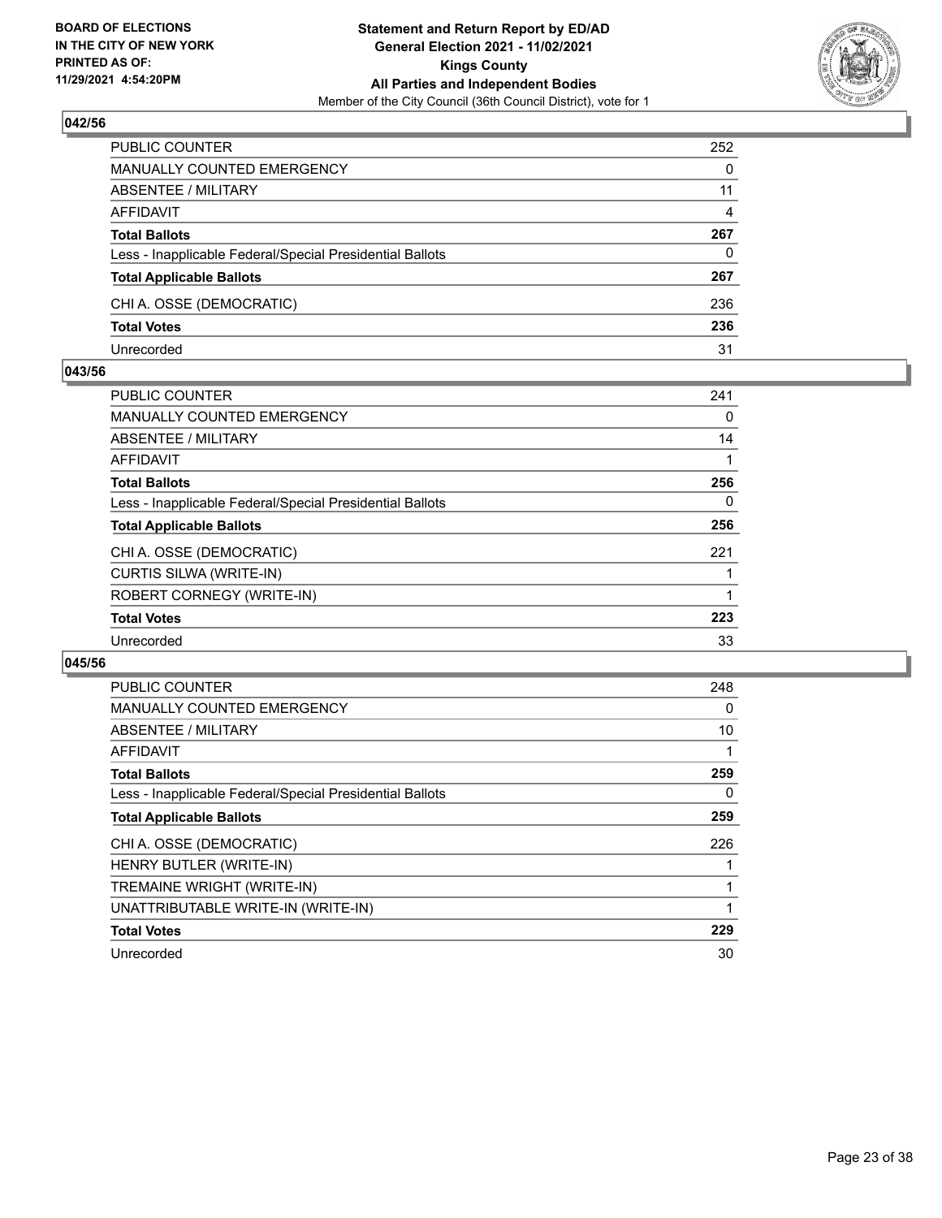**BOARD OF ELECTIONS IN THE CITY OF NEW YORK PRINTED AS OF: 11/29/2021 4:54:20PM**

**Statement and Return Report by ED/AD General Election 2021 - 11/02/2021 Kings County All Parties and Independent Bodies**

Member of the City Council (36th Council District), vote for 1

## 042/56

| | |
|---|---|
| PUBLIC COUNTER | 252 |
| MANUALLY COUNTED EMERGENCY | 0 |
| ABSENTEE / MILITARY | 11 |
| AFFIDAVIT | 4 |
| **Total Ballots** | **267** |
| Less - Inapplicable Federal/Special Presidential Ballots | 0 |
| **Total Applicable Ballots** | **267** |
| CHI A. OSSE (DEMOCRATIC) | 236 |
| **Total Votes** | **236** |
| Unrecorded | 31 |

## 043/56

| | |
|---|---|
| PUBLIC COUNTER | 241 |
| MANUALLY COUNTED EMERGENCY | 0 |
| ABSENTEE / MILITARY | 14 |
| AFFIDAVIT | 1 |
| **Total Ballots** | **256** |
| Less - Inapplicable Federal/Special Presidential Ballots | 0 |
| **Total Applicable Ballots** | **256** |
| CHI A. OSSE (DEMOCRATIC) | 221 |
| CURTIS SILWA (WRITE-IN) | 1 |
| ROBERT CORNEGY (WRITE-IN) | 1 |
| **Total Votes** | **223** |
| Unrecorded | 33 |

## 045/56

| | |
|---|---|
| PUBLIC COUNTER | 248 |
| MANUALLY COUNTED EMERGENCY | 0 |
| ABSENTEE / MILITARY | 10 |
| AFFIDAVIT | 1 |
| **Total Ballots** | **259** |
| Less - Inapplicable Federal/Special Presidential Ballots | 0 |
| **Total Applicable Ballots** | **259** |
| CHI A. OSSE (DEMOCRATIC) | 226 |
| HENRY BUTLER (WRITE-IN) | 1 |
| TREMAINE WRIGHT (WRITE-IN) | 1 |
| UNATTRIBUTABLE WRITE-IN (WRITE-IN) | 1 |
| **Total Votes** | **229** |
| Unrecorded | 30 |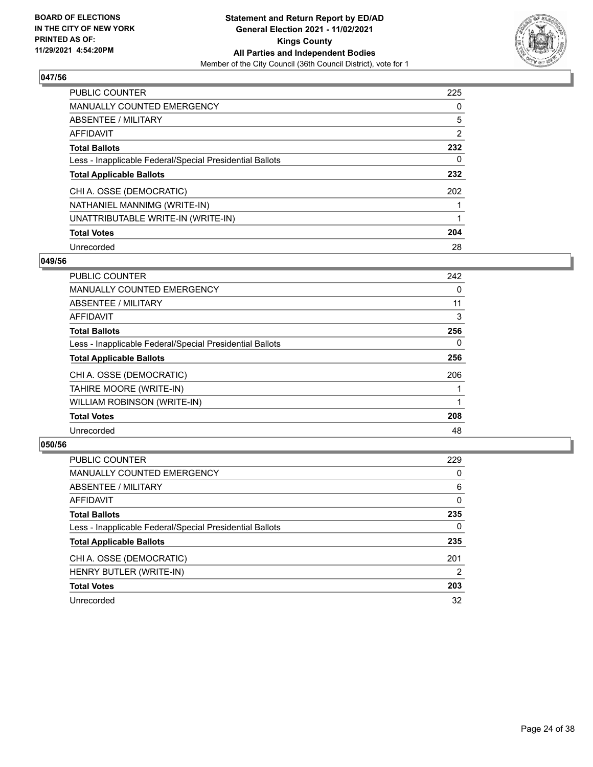**BOARD OF ELECTIONS IN THE CITY OF NEW YORK PRINTED AS OF: 11/29/2021 4:54:20PM**

**Statement and Return Report by ED/AD General Election 2021 - 11/02/2021 Kings County All Parties and Independent Bodies**

Member of the City Council (36th Council District), vote for 1

### 047/56

| | |
|---|---|
| PUBLIC COUNTER | 225 |
| MANUALLY COUNTED EMERGENCY | 0 |
| ABSENTEE / MILITARY | 5 |
| AFFIDAVIT | 2 |
| **Total Ballots** | **232** |
| Less - Inapplicable Federal/Special Presidential Ballots | 0 |
| **Total Applicable Ballots** | **232** |
| CHI A. OSSE (DEMOCRATIC) | 202 |
| NATHANIEL MANNIMG (WRITE-IN) | 1 |
| UNATTRIBUTABLE WRITE-IN (WRITE-IN) | 1 |
| **Total Votes** | **204** |
| Unrecorded | 28 |

### 049/56

| | |
|---|---|
| PUBLIC COUNTER | 242 |
| MANUALLY COUNTED EMERGENCY | 0 |
| ABSENTEE / MILITARY | 11 |
| AFFIDAVIT | 3 |
| **Total Ballots** | **256** |
| Less - Inapplicable Federal/Special Presidential Ballots | 0 |
| **Total Applicable Ballots** | **256** |
| CHI A. OSSE (DEMOCRATIC) | 206 |
| TAHIRE MOORE (WRITE-IN) | 1 |
| WILLIAM ROBINSON (WRITE-IN) | 1 |
| **Total Votes** | **208** |
| Unrecorded | 48 |

### 050/56

| | |
|---|---|
| PUBLIC COUNTER | 229 |
| MANUALLY COUNTED EMERGENCY | 0 |
| ABSENTEE / MILITARY | 6 |
| AFFIDAVIT | 0 |
| **Total Ballots** | **235** |
| Less - Inapplicable Federal/Special Presidential Ballots | 0 |
| **Total Applicable Ballots** | **235** |
| CHI A. OSSE (DEMOCRATIC) | 201 |
| HENRY BUTLER (WRITE-IN) | 2 |
| **Total Votes** | **203** |
| Unrecorded | 32 |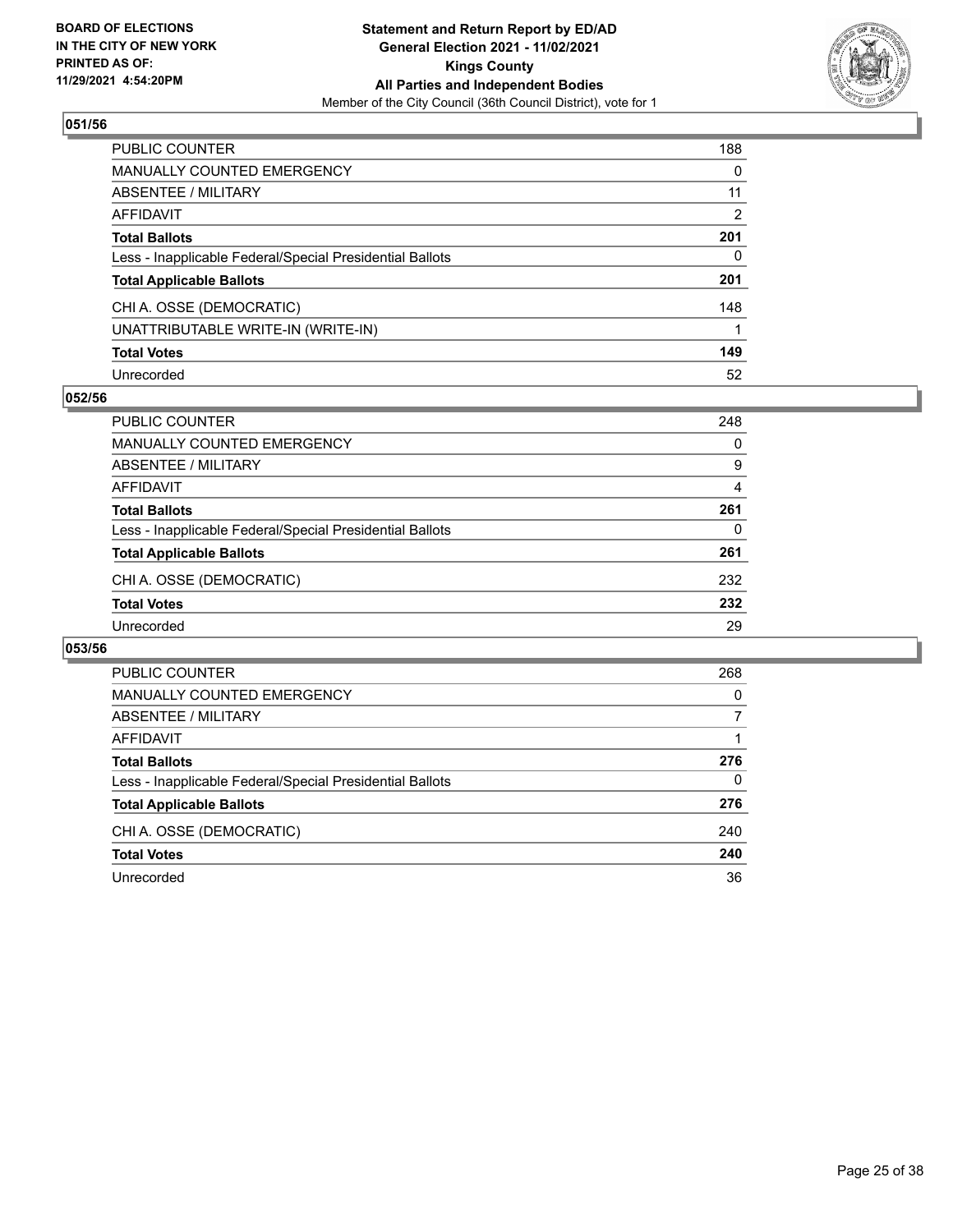BOARD OF ELECTIONS
IN THE CITY OF NEW YORK
PRINTED AS OF:
11/29/2021 4:54:20PM

**Statement and Return Report by ED/AD**
**General Election 2021 - 11/02/2021**
**Kings County**
**All Parties and Independent Bodies**
Member of the City Council (36th Council District), vote for 1

## 051/56

| | |
|---|---|
| PUBLIC COUNTER | 188 |
| MANUALLY COUNTED EMERGENCY | 0 |
| ABSENTEE / MILITARY | 11 |
| AFFIDAVIT | 2 |
| **Total Ballots** | **201** |
| Less - Inapplicable Federal/Special Presidential Ballots | 0 |
| **Total Applicable Ballots** | **201** |
| CHI A. OSSE (DEMOCRATIC) | 148 |
| UNATTRIBUTABLE WRITE-IN (WRITE-IN) | 1 |
| **Total Votes** | **149** |
| Unrecorded | 52 |

## 052/56

| | |
|---|---|
| PUBLIC COUNTER | 248 |
| MANUALLY COUNTED EMERGENCY | 0 |
| ABSENTEE / MILITARY | 9 |
| AFFIDAVIT | 4 |
| **Total Ballots** | **261** |
| Less - Inapplicable Federal/Special Presidential Ballots | 0 |
| **Total Applicable Ballots** | **261** |
| CHI A. OSSE (DEMOCRATIC) | 232 |
| **Total Votes** | **232** |
| Unrecorded | 29 |

## 053/56

| | |
|---|---|
| PUBLIC COUNTER | 268 |
| MANUALLY COUNTED EMERGENCY | 0 |
| ABSENTEE / MILITARY | 7 |
| AFFIDAVIT | 1 |
| **Total Ballots** | **276** |
| Less - Inapplicable Federal/Special Presidential Ballots | 0 |
| **Total Applicable Ballots** | **276** |
| CHI A. OSSE (DEMOCRATIC) | 240 |
| **Total Votes** | **240** |
| Unrecorded | 36 |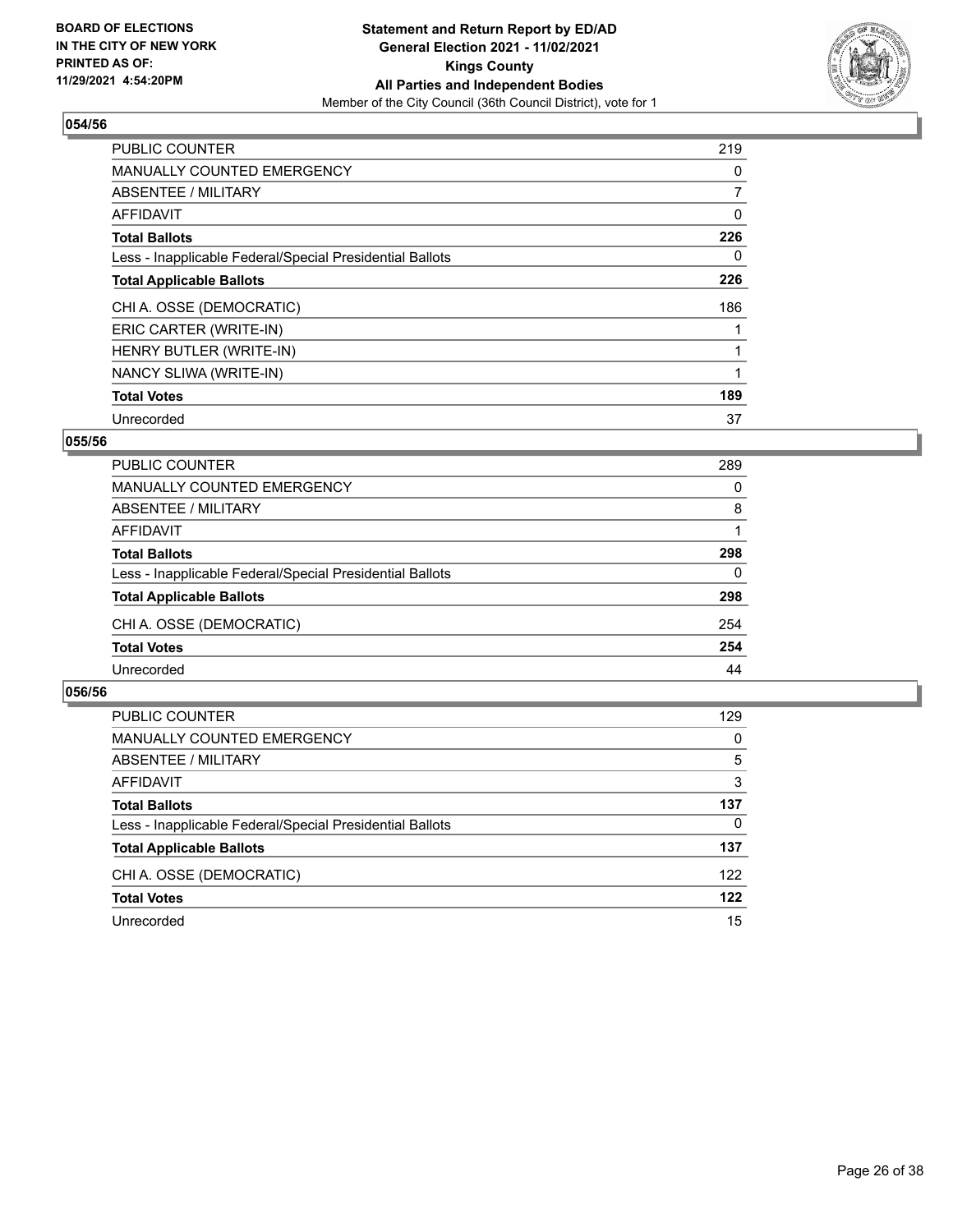**BOARD OF ELECTIONS IN THE CITY OF NEW YORK PRINTED AS OF: 11/29/2021 4:54:20PM**

**Statement and Return Report by ED/AD General Election 2021 - 11/02/2021 Kings County All Parties and Independent Bodies**

Member of the City Council (36th Council District), vote for 1

## 054/56

| | |
|---|---|
| PUBLIC COUNTER | 219 |
| MANUALLY COUNTED EMERGENCY | 0 |
| ABSENTEE / MILITARY | 7 |
| AFFIDAVIT | 0 |
| **Total Ballots** | **226** |
| Less - Inapplicable Federal/Special Presidential Ballots | 0 |
| **Total Applicable Ballots** | **226** |
| CHI A. OSSE (DEMOCRATIC) | 186 |
| ERIC CARTER (WRITE-IN) | 1 |
| HENRY BUTLER (WRITE-IN) | 1 |
| NANCY SLIWA (WRITE-IN) | 1 |
| **Total Votes** | **189** |
| Unrecorded | 37 |

## 055/56

| | |
|---|---|
| PUBLIC COUNTER | 289 |
| MANUALLY COUNTED EMERGENCY | 0 |
| ABSENTEE / MILITARY | 8 |
| AFFIDAVIT | 1 |
| **Total Ballots** | **298** |
| Less - Inapplicable Federal/Special Presidential Ballots | 0 |
| **Total Applicable Ballots** | **298** |
| CHI A. OSSE (DEMOCRATIC) | 254 |
| **Total Votes** | **254** |
| Unrecorded | 44 |

## 056/56

| | |
|---|---|
| PUBLIC COUNTER | 129 |
| MANUALLY COUNTED EMERGENCY | 0 |
| ABSENTEE / MILITARY | 5 |
| AFFIDAVIT | 3 |
| **Total Ballots** | **137** |
| Less - Inapplicable Federal/Special Presidential Ballots | 0 |
| **Total Applicable Ballots** | **137** |
| CHI A. OSSE (DEMOCRATIC) | 122 |
| **Total Votes** | **122** |
| Unrecorded | 15 |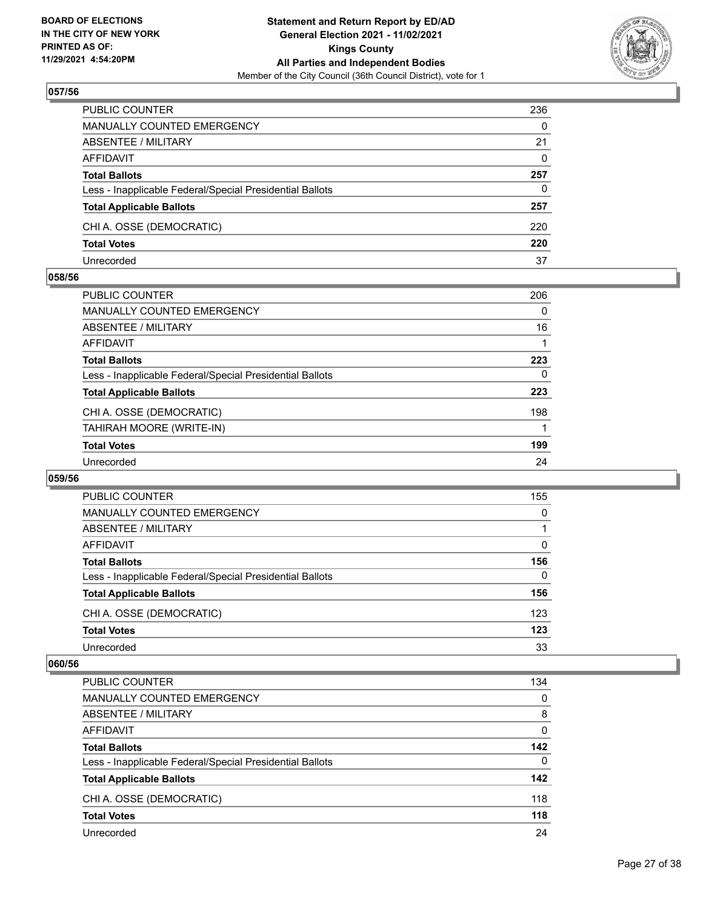## 057/56

| | |
|---|---|
| PUBLIC COUNTER | 236 |
| MANUALLY COUNTED EMERGENCY | 0 |
| ABSENTEE / MILITARY | 21 |
| AFFIDAVIT | 0 |
| **Total Ballots** | **257** |
| Less - Inapplicable Federal/Special Presidential Ballots | 0 |
| **Total Applicable Ballots** | **257** |
| CHI A. OSSE (DEMOCRATIC) | 220 |
| **Total Votes** | **220** |
| Unrecorded | 37 |

## 058/56

| | |
|---|---|
| PUBLIC COUNTER | 206 |
| MANUALLY COUNTED EMERGENCY | 0 |
| ABSENTEE / MILITARY | 16 |
| AFFIDAVIT | 1 |
| **Total Ballots** | **223** |
| Less - Inapplicable Federal/Special Presidential Ballots | 0 |
| **Total Applicable Ballots** | **223** |
| CHI A. OSSE (DEMOCRATIC) | 198 |
| TAHIRAH MOORE (WRITE-IN) | 1 |
| **Total Votes** | **199** |
| Unrecorded | 24 |

## 059/56

| | |
|---|---|
| PUBLIC COUNTER | 155 |
| MANUALLY COUNTED EMERGENCY | 0 |
| ABSENTEE / MILITARY | 1 |
| AFFIDAVIT | 0 |
| **Total Ballots** | **156** |
| Less - Inapplicable Federal/Special Presidential Ballots | 0 |
| **Total Applicable Ballots** | **156** |
| CHI A. OSSE (DEMOCRATIC) | 123 |
| **Total Votes** | **123** |
| Unrecorded | 33 |

## 060/56

| | |
|---|---|
| PUBLIC COUNTER | 134 |
| MANUALLY COUNTED EMERGENCY | 0 |
| ABSENTEE / MILITARY | 8 |
| AFFIDAVIT | 0 |
| **Total Ballots** | **142** |
| Less - Inapplicable Federal/Special Presidential Ballots | 0 |
| **Total Applicable Ballots** | **142** |
| CHI A. OSSE (DEMOCRATIC) | 118 |
| **Total Votes** | **118** |
| Unrecorded | 24 |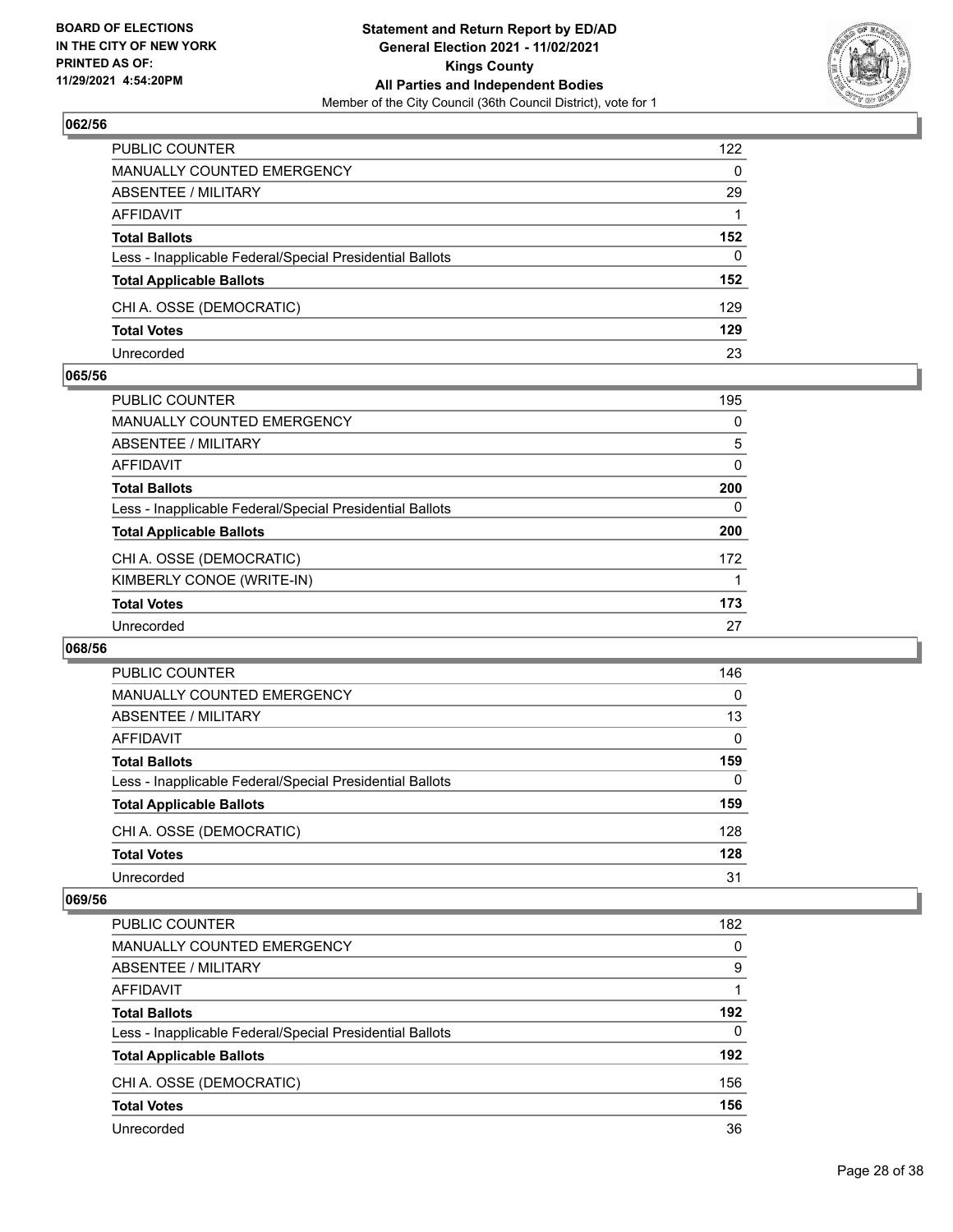## 062/56

| | |
|---|---|
| PUBLIC COUNTER | 122 |
| MANUALLY COUNTED EMERGENCY | 0 |
| ABSENTEE / MILITARY | 29 |
| AFFIDAVIT | 1 |
| **Total Ballots** | **152** |
| Less - Inapplicable Federal/Special Presidential Ballots | 0 |
| **Total Applicable Ballots** | **152** |
| CHI A. OSSE (DEMOCRATIC) | 129 |
| **Total Votes** | **129** |
| Unrecorded | 23 |

## 065/56

| | |
|---|---|
| PUBLIC COUNTER | 195 |
| MANUALLY COUNTED EMERGENCY | 0 |
| ABSENTEE / MILITARY | 5 |
| AFFIDAVIT | 0 |
| **Total Ballots** | **200** |
| Less - Inapplicable Federal/Special Presidential Ballots | 0 |
| **Total Applicable Ballots** | **200** |
| CHI A. OSSE (DEMOCRATIC) | 172 |
| KIMBERLY CONOE (WRITE-IN) | 1 |
| **Total Votes** | **173** |
| Unrecorded | 27 |

## 068/56

| | |
|---|---|
| PUBLIC COUNTER | 146 |
| MANUALLY COUNTED EMERGENCY | 0 |
| ABSENTEE / MILITARY | 13 |
| AFFIDAVIT | 0 |
| **Total Ballots** | **159** |
| Less - Inapplicable Federal/Special Presidential Ballots | 0 |
| **Total Applicable Ballots** | **159** |
| CHI A. OSSE (DEMOCRATIC) | 128 |
| **Total Votes** | **128** |
| Unrecorded | 31 |

## 069/56

| | |
|---|---|
| PUBLIC COUNTER | 182 |
| MANUALLY COUNTED EMERGENCY | 0 |
| ABSENTEE / MILITARY | 9 |
| AFFIDAVIT | 1 |
| **Total Ballots** | **192** |
| Less - Inapplicable Federal/Special Presidential Ballots | 0 |
| **Total Applicable Ballots** | **192** |
| CHI A. OSSE (DEMOCRATIC) | 156 |
| **Total Votes** | **156** |
| Unrecorded | 36 |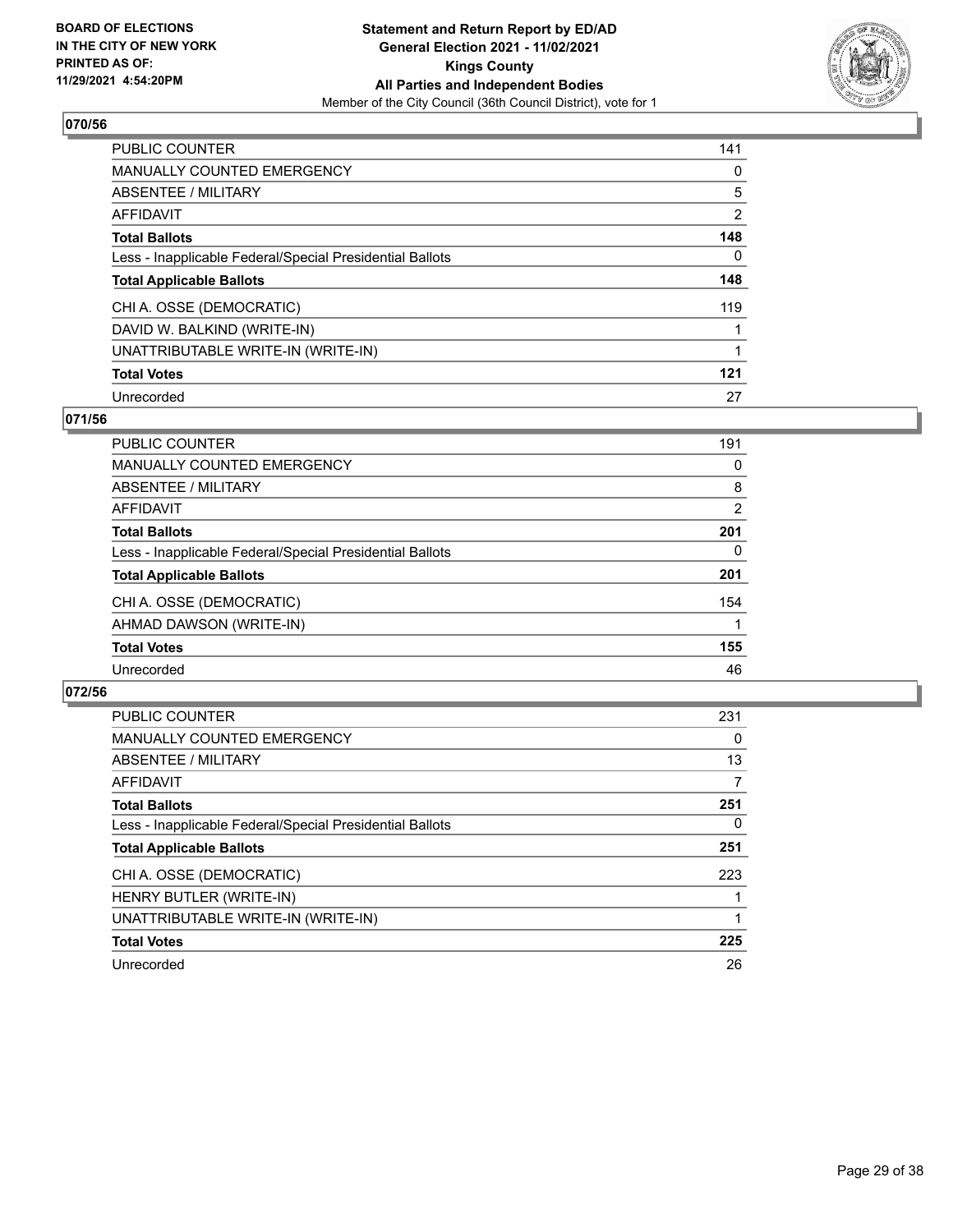**BOARD OF ELECTIONS IN THE CITY OF NEW YORK PRINTED AS OF: 11/29/2021 4:54:20PM**

**Statement and Return Report by ED/AD General Election 2021 - 11/02/2021 Kings County All Parties and Independent Bodies**

Member of the City Council (36th Council District), vote for 1

## 070/56

| | |
|---|---|
| PUBLIC COUNTER | 141 |
| MANUALLY COUNTED EMERGENCY | 0 |
| ABSENTEE / MILITARY | 5 |
| AFFIDAVIT | 2 |
| **Total Ballots** | **148** |
| Less - Inapplicable Federal/Special Presidential Ballots | 0 |
| **Total Applicable Ballots** | **148** |
| CHI A. OSSE (DEMOCRATIC) | 119 |
| DAVID W. BALKIND (WRITE-IN) | 1 |
| UNATTRIBUTABLE WRITE-IN (WRITE-IN) | 1 |
| **Total Votes** | **121** |
| Unrecorded | 27 |

## 071/56

| | |
|---|---|
| PUBLIC COUNTER | 191 |
| MANUALLY COUNTED EMERGENCY | 0 |
| ABSENTEE / MILITARY | 8 |
| AFFIDAVIT | 2 |
| **Total Ballots** | **201** |
| Less - Inapplicable Federal/Special Presidential Ballots | 0 |
| **Total Applicable Ballots** | **201** |
| CHI A. OSSE (DEMOCRATIC) | 154 |
| AHMAD DAWSON (WRITE-IN) | 1 |
| **Total Votes** | **155** |
| Unrecorded | 46 |

## 072/56

| | |
|---|---|
| PUBLIC COUNTER | 231 |
| MANUALLY COUNTED EMERGENCY | 0 |
| ABSENTEE / MILITARY | 13 |
| AFFIDAVIT | 7 |
| **Total Ballots** | **251** |
| Less - Inapplicable Federal/Special Presidential Ballots | 0 |
| **Total Applicable Ballots** | **251** |
| CHI A. OSSE (DEMOCRATIC) | 223 |
| HENRY BUTLER (WRITE-IN) | 1 |
| UNATTRIBUTABLE WRITE-IN (WRITE-IN) | 1 |
| **Total Votes** | **225** |
| Unrecorded | 26 |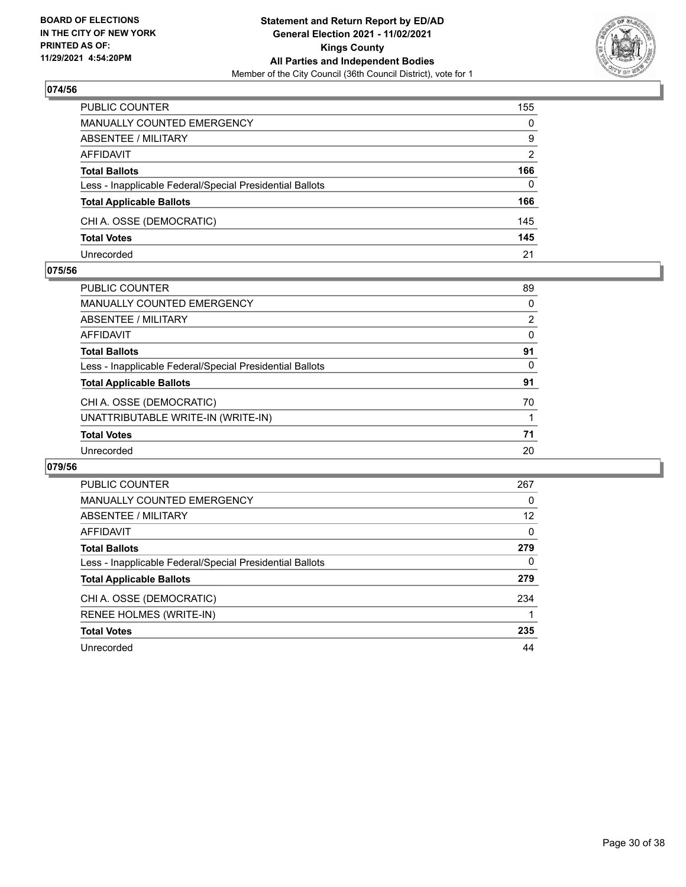## 074/56

| | |
|---|---|
| PUBLIC COUNTER | 155 |
| MANUALLY COUNTED EMERGENCY | 0 |
| ABSENTEE / MILITARY | 9 |
| AFFIDAVIT | 2 |
| **Total Ballots** | **166** |
| Less - Inapplicable Federal/Special Presidential Ballots | 0 |
| **Total Applicable Ballots** | **166** |
| CHI A. OSSE (DEMOCRATIC) | 145 |
| **Total Votes** | **145** |
| Unrecorded | 21 |

## 075/56

| | |
|---|---|
| PUBLIC COUNTER | 89 |
| MANUALLY COUNTED EMERGENCY | 0 |
| ABSENTEE / MILITARY | 2 |
| AFFIDAVIT | 0 |
| **Total Ballots** | **91** |
| Less - Inapplicable Federal/Special Presidential Ballots | 0 |
| **Total Applicable Ballots** | **91** |
| CHI A. OSSE (DEMOCRATIC) | 70 |
| UNATTRIBUTABLE WRITE-IN (WRITE-IN) | 1 |
| **Total Votes** | **71** |
| Unrecorded | 20 |

## 079/56

| | |
|---|---|
| PUBLIC COUNTER | 267 |
| MANUALLY COUNTED EMERGENCY | 0 |
| ABSENTEE / MILITARY | 12 |
| AFFIDAVIT | 0 |
| **Total Ballots** | **279** |
| Less - Inapplicable Federal/Special Presidential Ballots | 0 |
| **Total Applicable Ballots** | **279** |
| CHI A. OSSE (DEMOCRATIC) | 234 |
| RENEE HOLMES (WRITE-IN) | 1 |
| **Total Votes** | **235** |
| Unrecorded | 44 |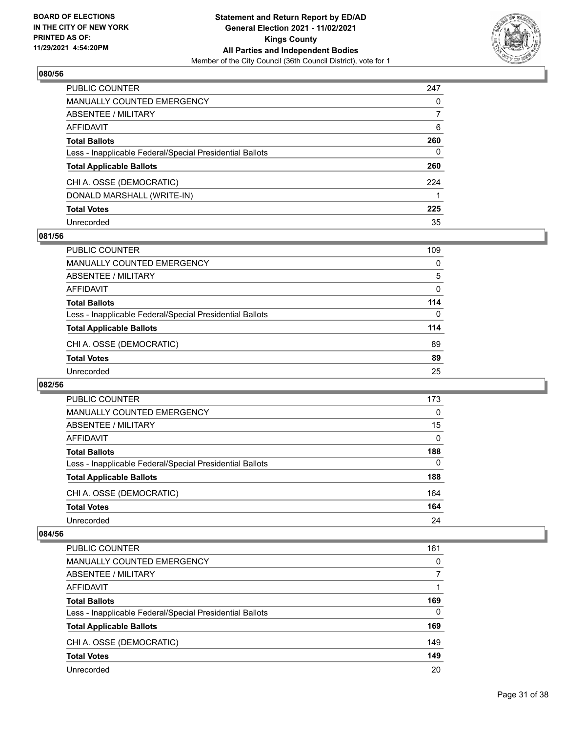**BOARD OF ELECTIONS IN THE CITY OF NEW YORK PRINTED AS OF: 11/29/2021 4:54:20PM**

**Statement and Return Report by ED/AD General Election 2021 - 11/02/2021 Kings County All Parties and Independent Bodies**

Member of the City Council (36th Council District), vote for 1

## 080/56

| | |
|---|---|
| PUBLIC COUNTER | 247 |
| MANUALLY COUNTED EMERGENCY | 0 |
| ABSENTEE / MILITARY | 7 |
| AFFIDAVIT | 6 |
| **Total Ballots** | **260** |
| Less - Inapplicable Federal/Special Presidential Ballots | 0 |
| **Total Applicable Ballots** | **260** |
| CHI A. OSSE (DEMOCRATIC) | 224 |
| DONALD MARSHALL (WRITE-IN) | 1 |
| **Total Votes** | **225** |
| Unrecorded | 35 |

## 081/56

| | |
|---|---|
| PUBLIC COUNTER | 109 |
| MANUALLY COUNTED EMERGENCY | 0 |
| ABSENTEE / MILITARY | 5 |
| AFFIDAVIT | 0 |
| **Total Ballots** | **114** |
| Less - Inapplicable Federal/Special Presidential Ballots | 0 |
| **Total Applicable Ballots** | **114** |
| CHI A. OSSE (DEMOCRATIC) | 89 |
| **Total Votes** | **89** |
| Unrecorded | 25 |

## 082/56

| | |
|---|---|
| PUBLIC COUNTER | 173 |
| MANUALLY COUNTED EMERGENCY | 0 |
| ABSENTEE / MILITARY | 15 |
| AFFIDAVIT | 0 |
| **Total Ballots** | **188** |
| Less - Inapplicable Federal/Special Presidential Ballots | 0 |
| **Total Applicable Ballots** | **188** |
| CHI A. OSSE (DEMOCRATIC) | 164 |
| **Total Votes** | **164** |
| Unrecorded | 24 |

## 084/56

| | |
|---|---|
| PUBLIC COUNTER | 161 |
| MANUALLY COUNTED EMERGENCY | 0 |
| ABSENTEE / MILITARY | 7 |
| AFFIDAVIT | 1 |
| **Total Ballots** | **169** |
| Less - Inapplicable Federal/Special Presidential Ballots | 0 |
| **Total Applicable Ballots** | **169** |
| CHI A. OSSE (DEMOCRATIC) | 149 |
| **Total Votes** | **149** |
| Unrecorded | 20 |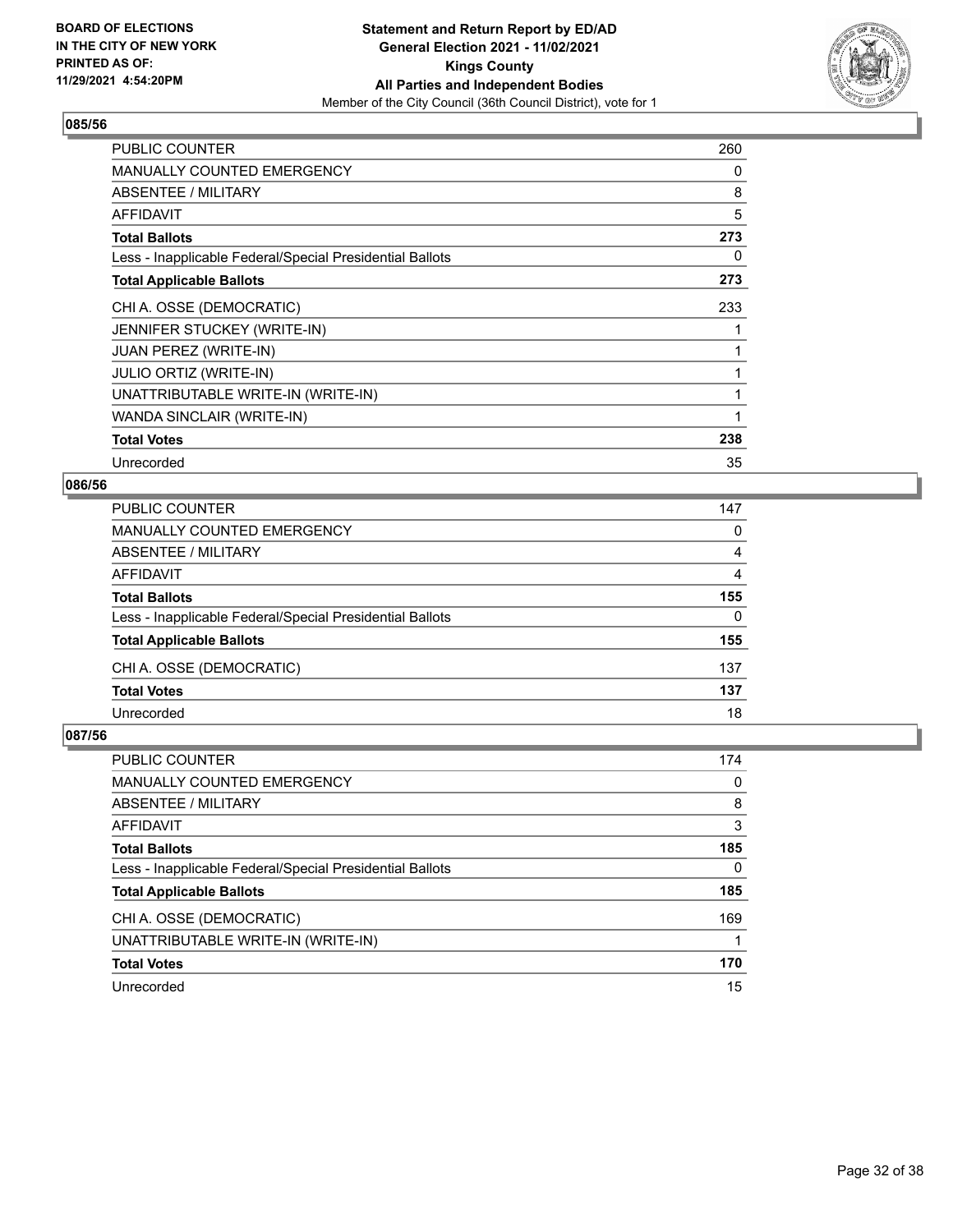BOARD OF ELECTIONS
IN THE CITY OF NEW YORK
PRINTED AS OF:
11/29/2021 4:54:20PM

**Statement and Return Report by ED/AD**
**General Election 2021 - 11/02/2021**
**Kings County**
**All Parties and Independent Bodies**
Member of the City Council (36th Council District), vote for 1

## 085/56

| | |
|---|---|
| PUBLIC COUNTER | 260 |
| MANUALLY COUNTED EMERGENCY | 0 |
| ABSENTEE / MILITARY | 8 |
| AFFIDAVIT | 5 |
| **Total Ballots** | **273** |
| Less - Inapplicable Federal/Special Presidential Ballots | 0 |
| **Total Applicable Ballots** | **273** |
| CHI A. OSSE (DEMOCRATIC) | 233 |
| JENNIFER STUCKEY (WRITE-IN) | 1 |
| JUAN PEREZ (WRITE-IN) | 1 |
| JULIO ORTIZ (WRITE-IN) | 1 |
| UNATTRIBUTABLE WRITE-IN (WRITE-IN) | 1 |
| WANDA SINCLAIR (WRITE-IN) | 1 |
| **Total Votes** | **238** |
| Unrecorded | 35 |

## 086/56

| | |
|---|---|
| PUBLIC COUNTER | 147 |
| MANUALLY COUNTED EMERGENCY | 0 |
| ABSENTEE / MILITARY | 4 |
| AFFIDAVIT | 4 |
| **Total Ballots** | **155** |
| Less - Inapplicable Federal/Special Presidential Ballots | 0 |
| **Total Applicable Ballots** | **155** |
| CHI A. OSSE (DEMOCRATIC) | 137 |
| **Total Votes** | **137** |
| Unrecorded | 18 |

## 087/56

| | |
|---|---|
| PUBLIC COUNTER | 174 |
| MANUALLY COUNTED EMERGENCY | 0 |
| ABSENTEE / MILITARY | 8 |
| AFFIDAVIT | 3 |
| **Total Ballots** | **185** |
| Less - Inapplicable Federal/Special Presidential Ballots | 0 |
| **Total Applicable Ballots** | **185** |
| CHI A. OSSE (DEMOCRATIC) | 169 |
| UNATTRIBUTABLE WRITE-IN (WRITE-IN) | 1 |
| **Total Votes** | **170** |
| Unrecorded | 15 |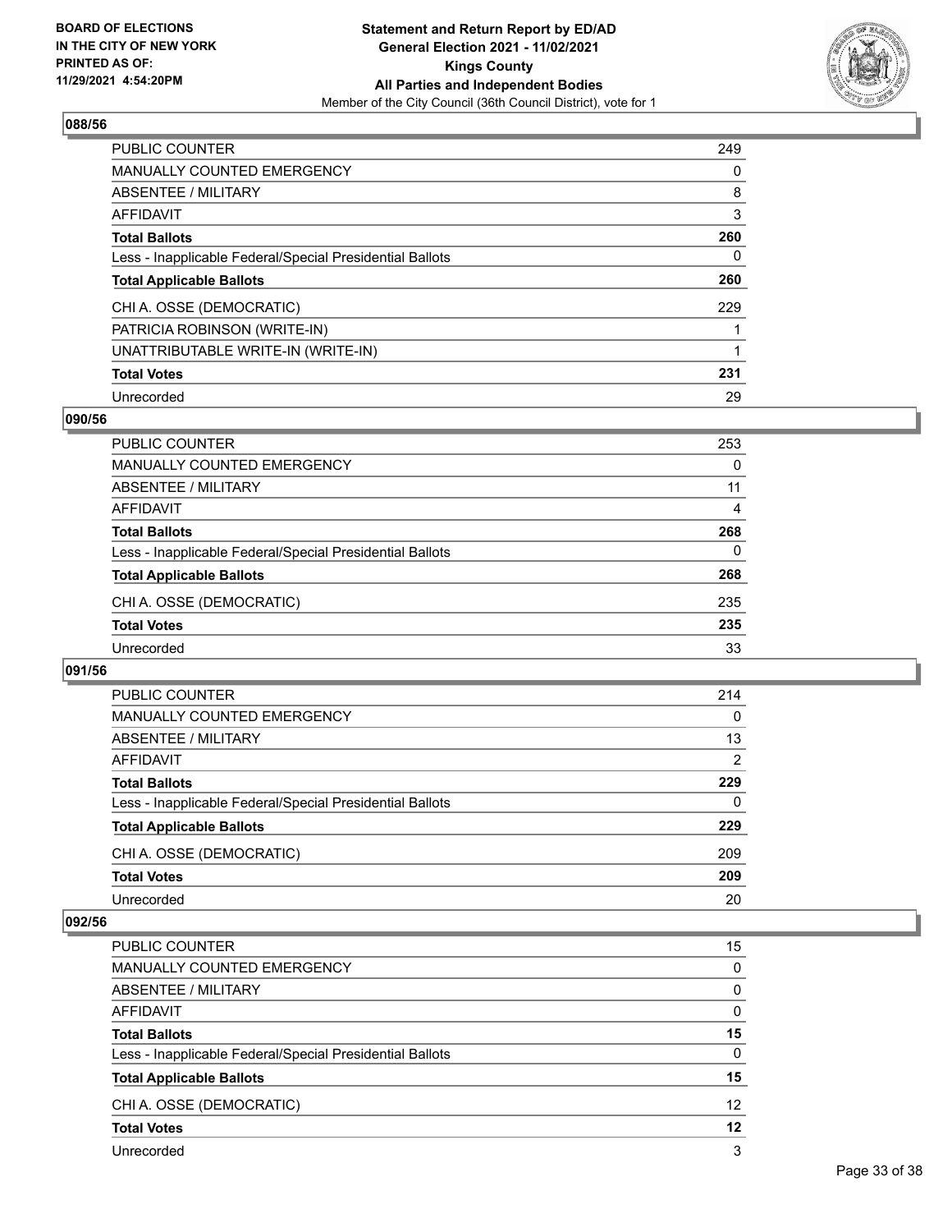## 088/56

| | |
|---|---|
| PUBLIC COUNTER | 249 |
| MANUALLY COUNTED EMERGENCY | 0 |
| ABSENTEE / MILITARY | 8 |
| AFFIDAVIT | 3 |
| **Total Ballots** | **260** |
| Less - Inapplicable Federal/Special Presidential Ballots | 0 |
| **Total Applicable Ballots** | **260** |
| CHI A. OSSE (DEMOCRATIC) | 229 |
| PATRICIA ROBINSON (WRITE-IN) | 1 |
| UNATTRIBUTABLE WRITE-IN (WRITE-IN) | 1 |
| **Total Votes** | **231** |
| Unrecorded | 29 |

## 090/56

| | |
|---|---|
| PUBLIC COUNTER | 253 |
| MANUALLY COUNTED EMERGENCY | 0 |
| ABSENTEE / MILITARY | 11 |
| AFFIDAVIT | 4 |
| **Total Ballots** | **268** |
| Less - Inapplicable Federal/Special Presidential Ballots | 0 |
| **Total Applicable Ballots** | **268** |
| CHI A. OSSE (DEMOCRATIC) | 235 |
| **Total Votes** | **235** |
| Unrecorded | 33 |

## 091/56

| | |
|---|---|
| PUBLIC COUNTER | 214 |
| MANUALLY COUNTED EMERGENCY | 0 |
| ABSENTEE / MILITARY | 13 |
| AFFIDAVIT | 2 |
| **Total Ballots** | **229** |
| Less - Inapplicable Federal/Special Presidential Ballots | 0 |
| **Total Applicable Ballots** | **229** |
| CHI A. OSSE (DEMOCRATIC) | 209 |
| **Total Votes** | **209** |
| Unrecorded | 20 |

## 092/56

| | |
|---|---|
| PUBLIC COUNTER | 15 |
| MANUALLY COUNTED EMERGENCY | 0 |
| ABSENTEE / MILITARY | 0 |
| AFFIDAVIT | 0 |
| **Total Ballots** | **15** |
| Less - Inapplicable Federal/Special Presidential Ballots | 0 |
| **Total Applicable Ballots** | **15** |
| CHI A. OSSE (DEMOCRATIC) | 12 |
| **Total Votes** | **12** |
| Unrecorded | 3 |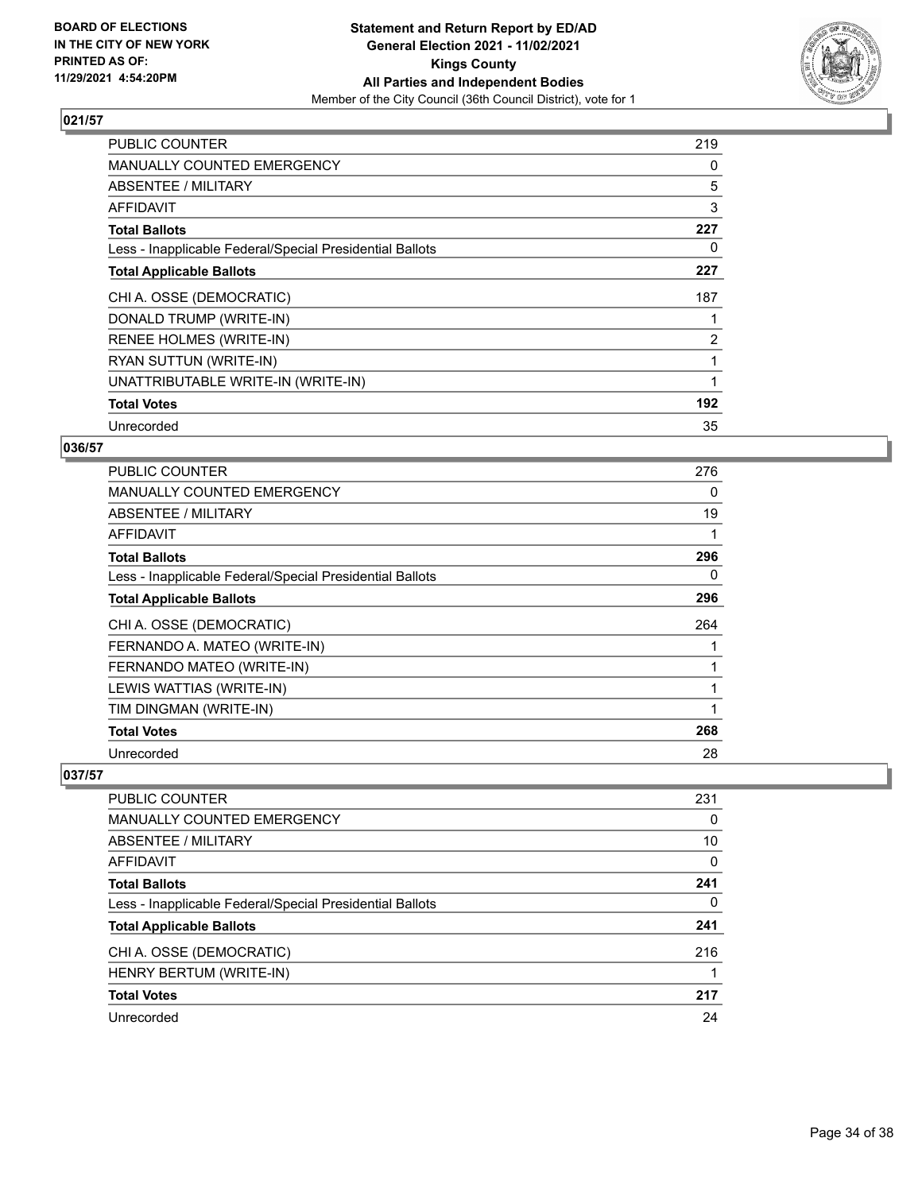## 021/57

| | |
|---|---|
| PUBLIC COUNTER | 219 |
| MANUALLY COUNTED EMERGENCY | 0 |
| ABSENTEE / MILITARY | 5 |
| AFFIDAVIT | 3 |
| **Total Ballots** | **227** |
| Less - Inapplicable Federal/Special Presidential Ballots | 0 |
| **Total Applicable Ballots** | **227** |
| CHI A. OSSE (DEMOCRATIC) | 187 |
| DONALD TRUMP (WRITE-IN) | 1 |
| RENEE HOLMES (WRITE-IN) | 2 |
| RYAN SUTTUN (WRITE-IN) | 1 |
| UNATTRIBUTABLE WRITE-IN (WRITE-IN) | 1 |
| **Total Votes** | **192** |
| Unrecorded | 35 |

## 036/57

| | |
|---|---|
| PUBLIC COUNTER | 276 |
| MANUALLY COUNTED EMERGENCY | 0 |
| ABSENTEE / MILITARY | 19 |
| AFFIDAVIT | 1 |
| **Total Ballots** | **296** |
| Less - Inapplicable Federal/Special Presidential Ballots | 0 |
| **Total Applicable Ballots** | **296** |
| CHI A. OSSE (DEMOCRATIC) | 264 |
| FERNANDO A. MATEO (WRITE-IN) | 1 |
| FERNANDO MATEO (WRITE-IN) | 1 |
| LEWIS WATTIAS (WRITE-IN) | 1 |
| TIM DINGMAN (WRITE-IN) | 1 |
| **Total Votes** | **268** |
| Unrecorded | 28 |

## 037/57

| | |
|---|---|
| PUBLIC COUNTER | 231 |
| MANUALLY COUNTED EMERGENCY | 0 |
| ABSENTEE / MILITARY | 10 |
| AFFIDAVIT | 0 |
| **Total Ballots** | **241** |
| Less - Inapplicable Federal/Special Presidential Ballots | 0 |
| **Total Applicable Ballots** | **241** |
| CHI A. OSSE (DEMOCRATIC) | 216 |
| HENRY BERTUM (WRITE-IN) | 1 |
| **Total Votes** | **217** |
| Unrecorded | 24 |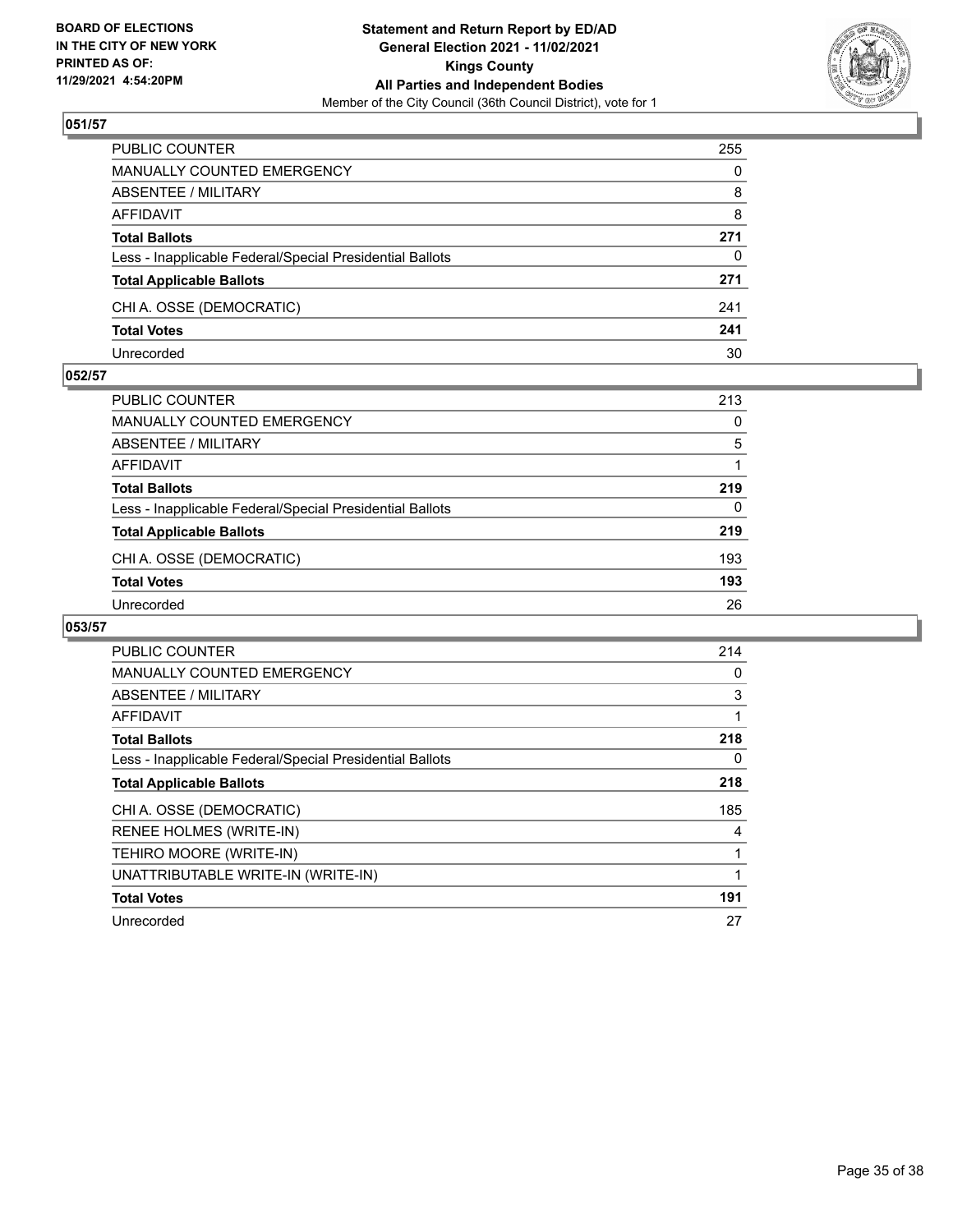**BOARD OF ELECTIONS IN THE CITY OF NEW YORK PRINTED AS OF: 11/29/2021 4:54:20PM**

**Statement and Return Report by ED/AD General Election 2021 - 11/02/2021 Kings County All Parties and Independent Bodies**

Member of the City Council (36th Council District), vote for 1

### 051/57

| | |
|---|---|
| PUBLIC COUNTER | 255 |
| MANUALLY COUNTED EMERGENCY | 0 |
| ABSENTEE / MILITARY | 8 |
| AFFIDAVIT | 8 |
| **Total Ballots** | **271** |
| Less - Inapplicable Federal/Special Presidential Ballots | 0 |
| **Total Applicable Ballots** | **271** |
| CHI A. OSSE (DEMOCRATIC) | 241 |
| **Total Votes** | **241** |
| Unrecorded | 30 |

### 052/57

| | |
|---|---|
| PUBLIC COUNTER | 213 |
| MANUALLY COUNTED EMERGENCY | 0 |
| ABSENTEE / MILITARY | 5 |
| AFFIDAVIT | 1 |
| **Total Ballots** | **219** |
| Less - Inapplicable Federal/Special Presidential Ballots | 0 |
| **Total Applicable Ballots** | **219** |
| CHI A. OSSE (DEMOCRATIC) | 193 |
| **Total Votes** | **193** |
| Unrecorded | 26 |

### 053/57

| | |
|---|---|
| PUBLIC COUNTER | 214 |
| MANUALLY COUNTED EMERGENCY | 0 |
| ABSENTEE / MILITARY | 3 |
| AFFIDAVIT | 1 |
| **Total Ballots** | **218** |
| Less - Inapplicable Federal/Special Presidential Ballots | 0 |
| **Total Applicable Ballots** | **218** |
| CHI A. OSSE (DEMOCRATIC) | 185 |
| RENEE HOLMES (WRITE-IN) | 4 |
| TEHIRO MOORE (WRITE-IN) | 1 |
| UNATTRIBUTABLE WRITE-IN (WRITE-IN) | 1 |
| **Total Votes** | **191** |
| Unrecorded | 27 |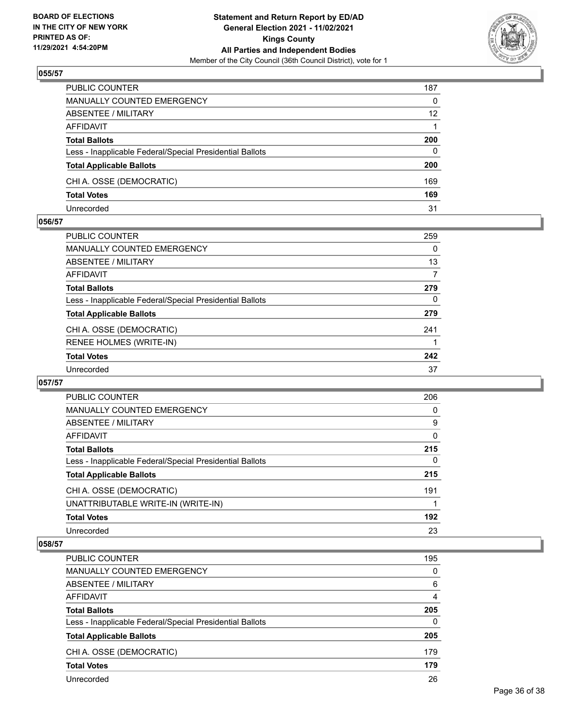## 055/57

| | |
|---|---|
| PUBLIC COUNTER | 187 |
| MANUALLY COUNTED EMERGENCY | 0 |
| ABSENTEE / MILITARY | 12 |
| AFFIDAVIT | 1 |
| **Total Ballots** | **200** |
| Less - Inapplicable Federal/Special Presidential Ballots | 0 |
| **Total Applicable Ballots** | **200** |
| CHI A. OSSE (DEMOCRATIC) | 169 |
| **Total Votes** | **169** |
| Unrecorded | 31 |

## 056/57

| | |
|---|---|
| PUBLIC COUNTER | 259 |
| MANUALLY COUNTED EMERGENCY | 0 |
| ABSENTEE / MILITARY | 13 |
| AFFIDAVIT | 7 |
| **Total Ballots** | **279** |
| Less - Inapplicable Federal/Special Presidential Ballots | 0 |
| **Total Applicable Ballots** | **279** |
| CHI A. OSSE (DEMOCRATIC) | 241 |
| RENEE HOLMES (WRITE-IN) | 1 |
| **Total Votes** | **242** |
| Unrecorded | 37 |

## 057/57

| | |
|---|---|
| PUBLIC COUNTER | 206 |
| MANUALLY COUNTED EMERGENCY | 0 |
| ABSENTEE / MILITARY | 9 |
| AFFIDAVIT | 0 |
| **Total Ballots** | **215** |
| Less - Inapplicable Federal/Special Presidential Ballots | 0 |
| **Total Applicable Ballots** | **215** |
| CHI A. OSSE (DEMOCRATIC) | 191 |
| UNATTRIBUTABLE WRITE-IN (WRITE-IN) | 1 |
| **Total Votes** | **192** |
| Unrecorded | 23 |

## 058/57

| | |
|---|---|
| PUBLIC COUNTER | 195 |
| MANUALLY COUNTED EMERGENCY | 0 |
| ABSENTEE / MILITARY | 6 |
| AFFIDAVIT | 4 |
| **Total Ballots** | **205** |
| Less - Inapplicable Federal/Special Presidential Ballots | 0 |
| **Total Applicable Ballots** | **205** |
| CHI A. OSSE (DEMOCRATIC) | 179 |
| **Total Votes** | **179** |
| Unrecorded | 26 |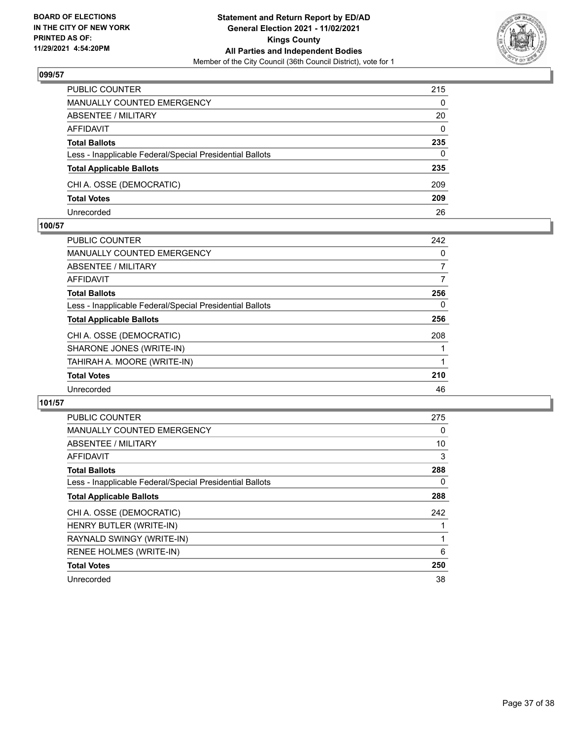## 099/57

| | |
|---|---|
| PUBLIC COUNTER | 215 |
| MANUALLY COUNTED EMERGENCY | 0 |
| ABSENTEE / MILITARY | 20 |
| AFFIDAVIT | 0 |
| **Total Ballots** | **235** |
| Less - Inapplicable Federal/Special Presidential Ballots | 0 |
| **Total Applicable Ballots** | **235** |
| CHI A. OSSE (DEMOCRATIC) | 209 |
| **Total Votes** | **209** |
| Unrecorded | 26 |

## 100/57

| | |
|---|---|
| PUBLIC COUNTER | 242 |
| MANUALLY COUNTED EMERGENCY | 0 |
| ABSENTEE / MILITARY | 7 |
| AFFIDAVIT | 7 |
| **Total Ballots** | **256** |
| Less - Inapplicable Federal/Special Presidential Ballots | 0 |
| **Total Applicable Ballots** | **256** |
| CHI A. OSSE (DEMOCRATIC) | 208 |
| SHARONE JONES (WRITE-IN) | 1 |
| TAHIRAH A. MOORE (WRITE-IN) | 1 |
| **Total Votes** | **210** |
| Unrecorded | 46 |

## 101/57

| | |
|---|---|
| PUBLIC COUNTER | 275 |
| MANUALLY COUNTED EMERGENCY | 0 |
| ABSENTEE / MILITARY | 10 |
| AFFIDAVIT | 3 |
| **Total Ballots** | **288** |
| Less - Inapplicable Federal/Special Presidential Ballots | 0 |
| **Total Applicable Ballots** | **288** |
| CHI A. OSSE (DEMOCRATIC) | 242 |
| HENRY BUTLER (WRITE-IN) | 1 |
| RAYNALD SWINGY (WRITE-IN) | 1 |
| RENEE HOLMES (WRITE-IN) | 6 |
| **Total Votes** | **250** |
| Unrecorded | 38 |